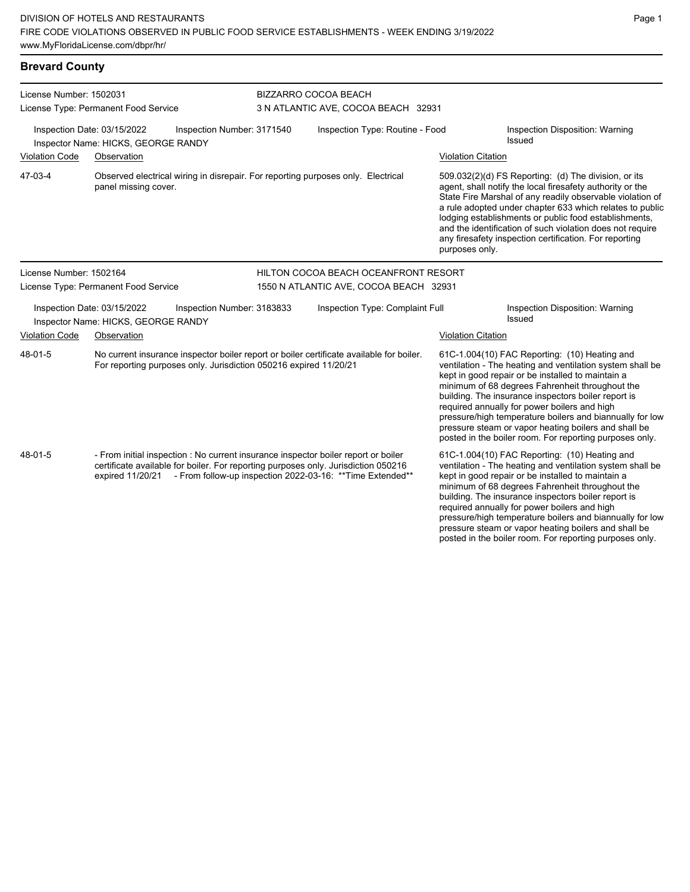DIVISION OF HOTELS AND RESTAURANTS
FIRE CODE VIOLATIONS OBSERVED IN PUBLIC FOOD SERVICE ESTABLISHMENTS - WEEK ENDING 3/19/2022
www.MyFloridaLicense.com/dbpr/hr/

## Brevard County

**License Number:** 1502031
**License Type:** Permanent Food Service

**BIZZARRO COCOA BEACH**
3 N ATLANTIC AVE, COCOA BEACH 32931

**Inspection Date:** 03/15/2022
**Inspection Number:** 3171540
**Inspection Type:** Routine - Food
**Inspection Disposition:** Warning Issued
**Inspector Name:** HICKS, GEORGE RANDY

| Violation Code | Observation | Violation Citation |
|---|---|---|
| 47-03-4 | Observed electrical wiring in disrepair. For reporting purposes only. Electrical panel missing cover. | 509.032(2)(d) FS Reporting: (d) The division, or its agent, shall notify the local firesafety authority or the State Fire Marshal of any readily observable violation of a rule adopted under chapter 633 which relates to public lodging establishments or public food establishments, and the identification of such violation does not require any firesafety inspection certification. For reporting purposes only. |

**License Number:** 1502164
**License Type:** Permanent Food Service

**HILTON COCOA BEACH OCEANFRONT RESORT**
1550 N ATLANTIC AVE, COCOA BEACH 32931

**Inspection Date:** 03/15/2022
**Inspection Number:** 3183833
**Inspection Type:** Complaint Full
**Inspection Disposition:** Warning Issued
**Inspector Name:** HICKS, GEORGE RANDY

| Violation Code | Observation | Violation Citation |
|---|---|---|
| 48-01-5 | No current insurance inspector boiler report or boiler certificate available for boiler. For reporting purposes only. Jurisdiction 050216 expired 11/20/21 | 61C-1.004(10) FAC Reporting: (10) Heating and ventilation - The heating and ventilation system shall be kept in good repair or be installed to maintain a minimum of 68 degrees Fahrenheit throughout the building. The insurance inspectors boiler report is required annually for power boilers and high pressure/high temperature boilers and biannually for low pressure steam or vapor heating boilers and shall be posted in the boiler room. For reporting purposes only. |
| 48-01-5 | - From initial inspection : No current insurance inspector boiler report or boiler certificate available for boiler. For reporting purposes only. Jurisdiction 050216 expired 11/20/21 - From follow-up inspection 2022-03-16: **Time Extended** | 61C-1.004(10) FAC Reporting: (10) Heating and ventilation - The heating and ventilation system shall be kept in good repair or be installed to maintain a minimum of 68 degrees Fahrenheit throughout the building. The insurance inspectors boiler report is required annually for power boilers and high pressure/high temperature boilers and biannually for low pressure steam or vapor heating boilers and shall be posted in the boiler room. For reporting purposes only. |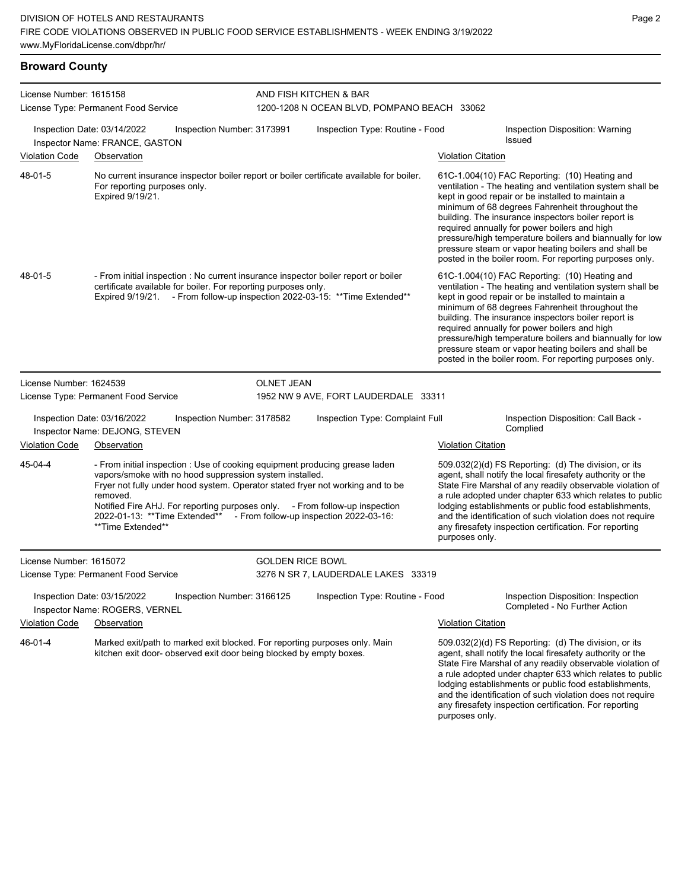## Broward County

**License Number:** 1615158
**License Type:** Permanent Food Service

**AND FISH KITCHEN & BAR**
1200-1208 N OCEAN BLVD, POMPANO BEACH 33062

**Inspection Date:** 03/14/2022 | **Inspection Number:** 3173991 | **Inspection Type:** Routine - Food | **Inspection Disposition:** Warning Issued
**Inspector Name:** FRANCE, GASTON

| Violation Code | Observation | Violation Citation |
|---|---|---|
| 48-01-5 | No current insurance inspector boiler report or boiler certificate available for boiler. For reporting purposes only. Expired 9/19/21. | 61C-1.004(10) FAC Reporting: (10) Heating and ventilation - The heating and ventilation system shall be kept in good repair or be installed to maintain a minimum of 68 degrees Fahrenheit throughout the building. The insurance inspectors boiler report is required annually for power boilers and high pressure/high temperature boilers and biannually for low pressure steam or vapor heating boilers and shall be posted in the boiler room. For reporting purposes only. |
| 48-01-5 | - From initial inspection : No current insurance inspector boiler report or boiler certificate available for boiler. For reporting purposes only. Expired 9/19/21. - From follow-up inspection 2022-03-15: **Time Extended** | 61C-1.004(10) FAC Reporting: (10) Heating and ventilation - The heating and ventilation system shall be kept in good repair or be installed to maintain a minimum of 68 degrees Fahrenheit throughout the building. The insurance inspectors boiler report is required annually for power boilers and high pressure/high temperature boilers and biannually for low pressure steam or vapor heating boilers and shall be posted in the boiler room. For reporting purposes only. |

**License Number:** 1624539
**License Type:** Permanent Food Service

**OLNET JEAN**
1952 NW 9 AVE, FORT LAUDERDALE 33311

**Inspection Date:** 03/16/2022 | **Inspection Number:** 3178582 | **Inspection Type:** Complaint Full | **Inspection Disposition:** Call Back - Complied
**Inspector Name:** DEJONG, STEVEN

| Violation Code | Observation | Violation Citation |
|---|---|---|
| 45-04-4 | - From initial inspection : Use of cooking equipment producing grease laden vapors/smoke with no hood suppression system installed. Fryer not fully under hood system. Operator stated fryer not working and to be removed. Notified Fire AHJ. For reporting purposes only. - From follow-up inspection 2022-01-13: **Time Extended** - From follow-up inspection 2022-03-16: **Time Extended** | 509.032(2)(d) FS Reporting: (d) The division, or its agent, shall notify the local firesafety authority or the State Fire Marshal of any readily observable violation of a rule adopted under chapter 633 which relates to public lodging establishments or public food establishments, and the identification of such violation does not require any firesafety inspection certification. For reporting purposes only. |

**License Number:** 1615072
**License Type:** Permanent Food Service

**GOLDEN RICE BOWL**
3276 N SR 7, LAUDERDALE LAKES 33319

**Inspection Date:** 03/15/2022 | **Inspection Number:** 3166125 | **Inspection Type:** Routine - Food | **Inspection Disposition:** Inspection Completed - No Further Action
**Inspector Name:** ROGERS, VERNEL

| Violation Code | Observation | Violation Citation |
|---|---|---|
| 46-01-4 | Marked exit/path to marked exit blocked. For reporting purposes only. Main kitchen exit door- observed exit door being blocked by empty boxes. | 509.032(2)(d) FS Reporting: (d) The division, or its agent, shall notify the local firesafety authority or the State Fire Marshal of any readily observable violation of a rule adopted under chapter 633 which relates to public lodging establishments or public food establishments, and the identification of such violation does not require any firesafety inspection certification. For reporting purposes only. |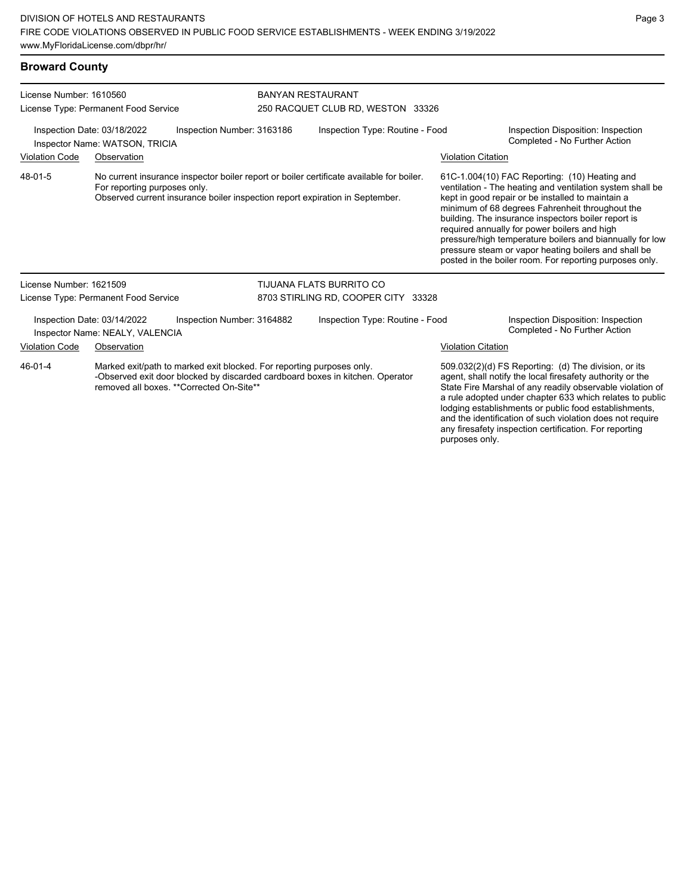## Broward County

**License Number:** 1610560
**License Type:** Permanent Food Service

**BANYAN RESTAURANT**
250 RACQUET CLUB RD, WESTON 33326

**Inspection Date:** 03/18/2022 **Inspection Number:** 3163186 **Inspection Type:** Routine - Food
**Inspector Name:** WATSON, TRICIA
**Inspection Disposition:** Inspection Completed - No Further Action

| Violation Code | Observation | Violation Citation |
|---|---|---|
| 48-01-5 | No current insurance inspector boiler report or boiler certificate available for boiler. For reporting purposes only. Observed current insurance boiler inspection report expiration in September. | 61C-1.004(10) FAC Reporting: (10) Heating and ventilation - The heating and ventilation system shall be kept in good repair or be installed to maintain a minimum of 68 degrees Fahrenheit throughout the building. The insurance inspectors boiler report is required annually for power boilers and high pressure/high temperature boilers and biannually for low pressure steam or vapor heating boilers and shall be posted in the boiler room. For reporting purposes only. |

**License Number:** 1621509
**License Type:** Permanent Food Service

**TIJUANA FLATS BURRITO CO**
8703 STIRLING RD, COOPER CITY 33328

**Inspection Date:** 03/14/2022 **Inspection Number:** 3164882 **Inspection Type:** Routine - Food
**Inspector Name:** NEALY, VALENCIA
**Inspection Disposition:** Inspection Completed - No Further Action

| Violation Code | Observation | Violation Citation |
|---|---|---|
| 46-01-4 | Marked exit/path to marked exit blocked. For reporting purposes only. -Observed exit door blocked by discarded cardboard boxes in kitchen. Operator removed all boxes. **Corrected On-Site** | 509.032(2)(d) FS Reporting: (d) The division, or its agent, shall notify the local firesafety authority or the State Fire Marshal of any readily observable violation of a rule adopted under chapter 633 which relates to public lodging establishments or public food establishments, and the identification of such violation does not require any firesafety inspection certification. For reporting purposes only. |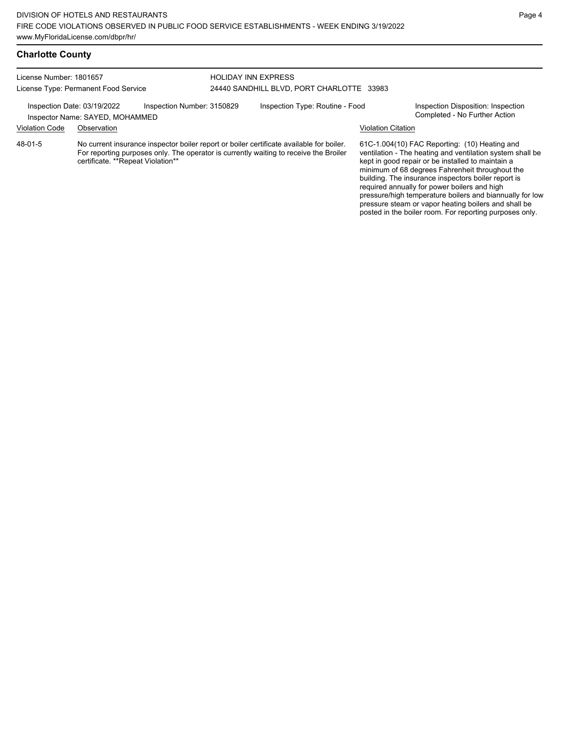## Charlotte County

License Number: 1801657
License Type: Permanent Food Service

HOLIDAY INN EXPRESS
24440 SANDHILL BLVD, PORT CHARLOTTE 33983

Inspection Date: 03/19/2022
Inspector Name: SAYED, MOHAMMED
Inspection Number: 3150829
Inspection Type: Routine - Food
Inspection Disposition: Inspection Completed - No Further Action

| Violation Code | Observation | Violation Citation |
|---|---|---|
| 48-01-5 | No current insurance inspector boiler report or boiler certificate available for boiler. For reporting purposes only. The operator is currently waiting to receive the Broiler certificate. **Repeat Violation** | 61C-1.004(10) FAC Reporting: (10) Heating and ventilation - The heating and ventilation system shall be kept in good repair or be installed to maintain a minimum of 68 degrees Fahrenheit throughout the building. The insurance inspectors boiler report is required annually for power boilers and high pressure/high temperature boilers and biannually for low pressure steam or vapor heating boilers and shall be posted in the boiler room. For reporting purposes only. |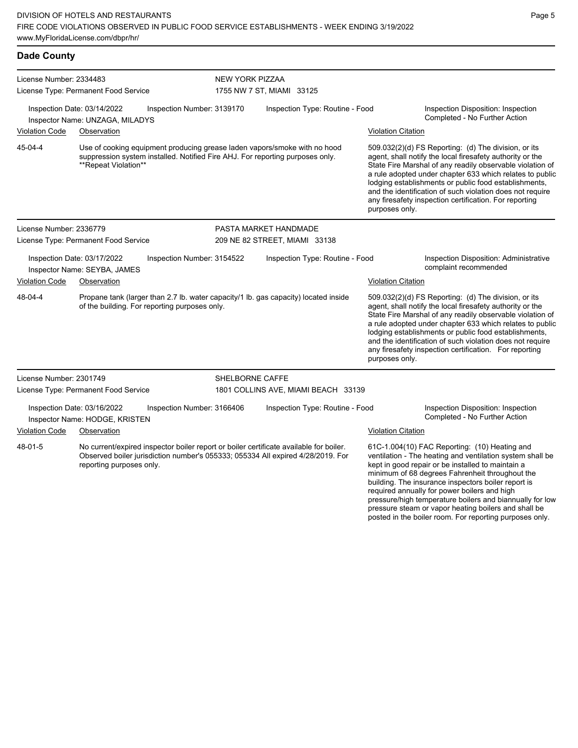## Dade County

**License Number:** 2334483
**License Type:** Permanent Food Service

**NEW YORK PIZZAA**
1755 NW 7 ST, MIAMI 33125

Inspection Date: 03/14/2022 | Inspection Number: 3139170 | Inspection Type: Routine - Food | Inspection Disposition: Inspection Completed - No Further Action

Inspector Name: UNZAGA, MILADYS

| Violation Code | Observation | Violation Citation |
|---|---|---|
| 45-04-4 | Use of cooking equipment producing grease laden vapors/smoke with no hood suppression system installed. Notified Fire AHJ. For reporting purposes only. **Repeat Violation** | 509.032(2)(d) FS Reporting: (d) The division, or its agent, shall notify the local firesafety authority or the State Fire Marshal of any readily observable violation of a rule adopted under chapter 633 which relates to public lodging establishments or public food establishments, and the identification of such violation does not require any firesafety inspection certification. For reporting purposes only. |

---

**License Number:** 2336779
**License Type:** Permanent Food Service

**PASTA MARKET HANDMADE**
209 NE 82 STREET, MIAMI 33138

Inspection Date: 03/17/2022 | Inspection Number: 3154522 | Inspection Type: Routine - Food | Inspection Disposition: Administrative complaint recommended

Inspector Name: SEYBA, JAMES

| Violation Code | Observation | Violation Citation |
|---|---|---|
| 48-04-4 | Propane tank (larger than 2.7 lb. water capacity/1 lb. gas capacity) located inside of the building. For reporting purposes only. | 509.032(2)(d) FS Reporting: (d) The division, or its agent, shall notify the local firesafety authority or the State Fire Marshal of any readily observable violation of a rule adopted under chapter 633 which relates to public lodging establishments or public food establishments, and the identification of such violation does not require any firesafety inspection certification. For reporting purposes only. |

---

**License Number:** 2301749
**License Type:** Permanent Food Service

**SHELBORNE CAFFE**
1801 COLLINS AVE, MIAMI BEACH 33139

Inspection Date: 03/16/2022 | Inspection Number: 3166406 | Inspection Type: Routine - Food | Inspection Disposition: Inspection Completed - No Further Action

Inspector Name: HODGE, KRISTEN

| Violation Code | Observation | Violation Citation |
|---|---|---|
| 48-01-5 | No current/expired inspector boiler report or boiler certificate available for boiler. Observed boiler jurisdiction number's 055333; 055334 All expired 4/28/2019. For reporting purposes only. | 61C-1.004(10) FAC Reporting: (10) Heating and ventilation - The heating and ventilation system shall be kept in good repair or be installed to maintain a minimum of 68 degrees Fahrenheit throughout the building. The insurance inspectors boiler report is required annually for power boilers and high pressure/high temperature boilers and biannually for low pressure steam or vapor heating boilers and shall be posted in the boiler room. For reporting purposes only. |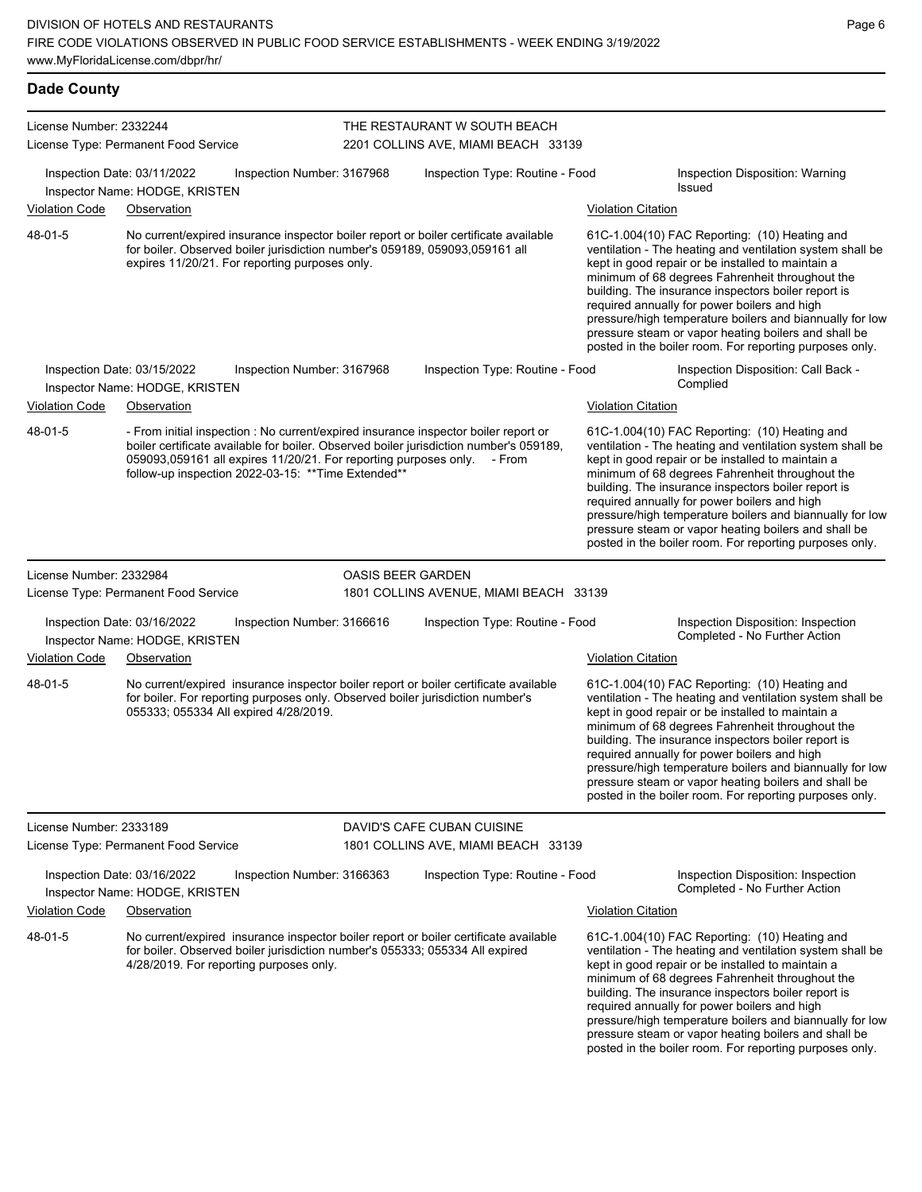## Dade County

**License Number:** 2332244
**License Type:** Permanent Food Service

**THE RESTAURANT W SOUTH BEACH**
2201 COLLINS AVE, MIAMI BEACH 33139

**Inspection Date:** 03/11/2022 | **Inspection Number:** 3167968 | **Inspection Type:** Routine - Food | **Inspection Disposition:** Warning Issued
**Inspector Name:** HODGE, KRISTEN

| Violation Code | Observation | Violation Citation |
|---|---|---|
| 48-01-5 | No current/expired insurance inspector boiler report or boiler certificate available for boiler. Observed boiler jurisdiction number's 059189, 059093,059161 all expires 11/20/21. For reporting purposes only. | 61C-1.004(10) FAC Reporting: (10) Heating and ventilation - The heating and ventilation system shall be kept in good repair or be installed to maintain a minimum of 68 degrees Fahrenheit throughout the building. The insurance inspectors boiler report is required annually for power boilers and high pressure/high temperature boilers and biannually for low pressure steam or vapor heating boilers and shall be posted in the boiler room. For reporting purposes only. |

**Inspection Date:** 03/15/2022 | **Inspection Number:** 3167968 | **Inspection Type:** Routine - Food | **Inspection Disposition:** Call Back - Complied
**Inspector Name:** HODGE, KRISTEN

| Violation Code | Observation | Violation Citation |
|---|---|---|
| 48-01-5 | - From initial inspection : No current/expired insurance inspector boiler report or boiler certificate available for boiler. Observed boiler jurisdiction number's 059189, 059093,059161 all expires 11/20/21. For reporting purposes only. - From follow-up inspection 2022-03-15: **Time Extended** | 61C-1.004(10) FAC Reporting: (10) Heating and ventilation - The heating and ventilation system shall be kept in good repair or be installed to maintain a minimum of 68 degrees Fahrenheit throughout the building. The insurance inspectors boiler report is required annually for power boilers and high pressure/high temperature boilers and biannually for low pressure steam or vapor heating boilers and shall be posted in the boiler room. For reporting purposes only. |

---

**License Number:** 2332984
**License Type:** Permanent Food Service

**OASIS BEER GARDEN**
1801 COLLINS AVENUE, MIAMI BEACH 33139

**Inspection Date:** 03/16/2022 | **Inspection Number:** 3166616 | **Inspection Type:** Routine - Food | **Inspection Disposition:** Inspection Completed - No Further Action
**Inspector Name:** HODGE, KRISTEN

| Violation Code | Observation | Violation Citation |
|---|---|---|
| 48-01-5 | No current/expired insurance inspector boiler report or boiler certificate available for boiler. For reporting purposes only. Observed boiler jurisdiction number's 055333; 055334 All expired 4/28/2019. | 61C-1.004(10) FAC Reporting: (10) Heating and ventilation - The heating and ventilation system shall be kept in good repair or be installed to maintain a minimum of 68 degrees Fahrenheit throughout the building. The insurance inspectors boiler report is required annually for power boilers and high pressure/high temperature boilers and biannually for low pressure steam or vapor heating boilers and shall be posted in the boiler room. For reporting purposes only. |

---

**License Number:** 2333189
**License Type:** Permanent Food Service

**DAVID'S CAFE CUBAN CUISINE**
1801 COLLINS AVE, MIAMI BEACH 33139

**Inspection Date:** 03/16/2022 | **Inspection Number:** 3166363 | **Inspection Type:** Routine - Food | **Inspection Disposition:** Inspection Completed - No Further Action
**Inspector Name:** HODGE, KRISTEN

| Violation Code | Observation | Violation Citation |
|---|---|---|
| 48-01-5 | No current/expired insurance inspector boiler report or boiler certificate available for boiler. Observed boiler jurisdiction number's 055333; 055334 All expired 4/28/2019. For reporting purposes only. | 61C-1.004(10) FAC Reporting: (10) Heating and ventilation - The heating and ventilation system shall be kept in good repair or be installed to maintain a minimum of 68 degrees Fahrenheit throughout the building. The insurance inspectors boiler report is required annually for power boilers and high pressure/high temperature boilers and biannually for low pressure steam or vapor heating boilers and shall be posted in the boiler room. For reporting purposes only. |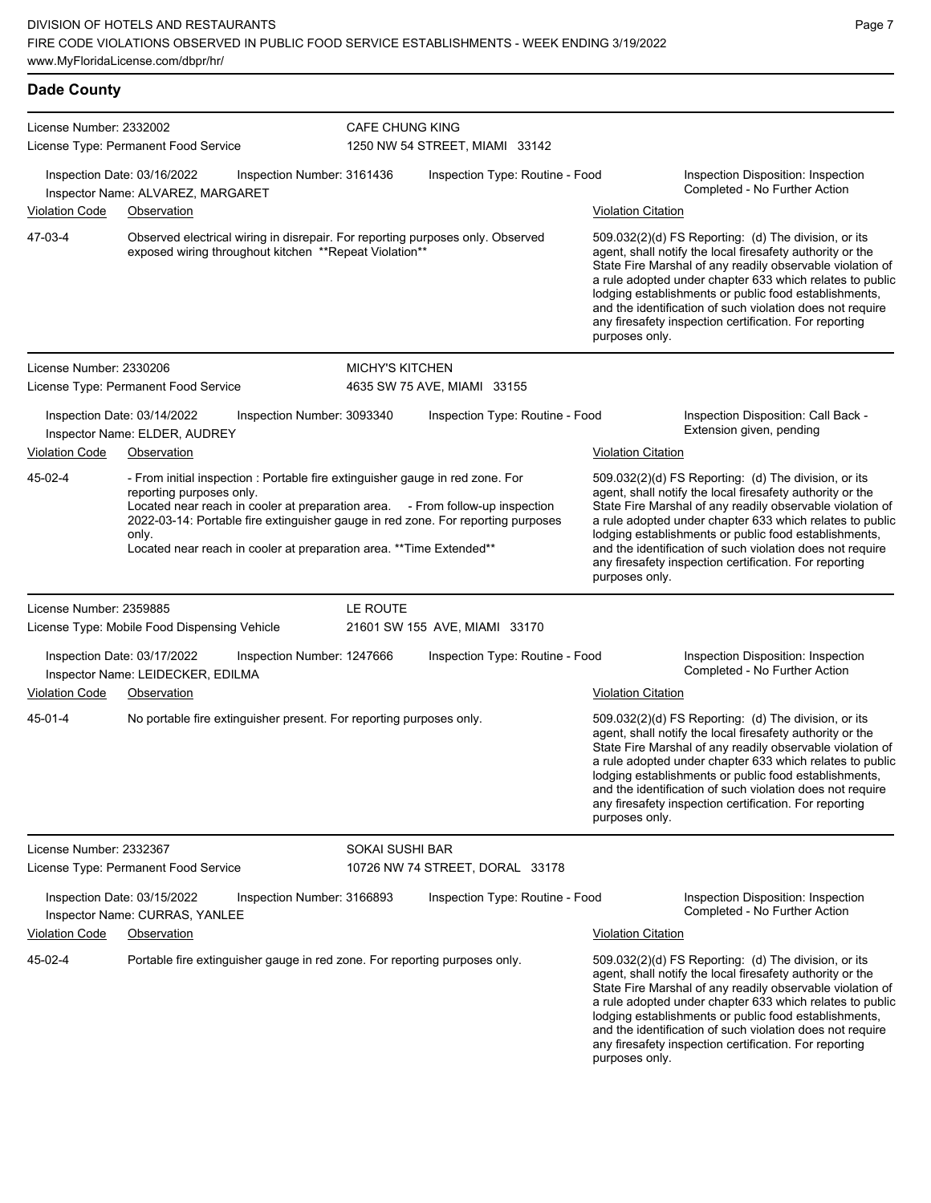## Dade County

**License Number:** 2332002
**License Type:** Permanent Food Service
**CAFE CHUNG KING**
1250 NW 54 STREET, MIAMI 33142

Inspection Date: 03/16/2022 | Inspection Number: 3161436 | Inspection Type: Routine - Food | Inspection Disposition: Inspection Completed - No Further Action
Inspector Name: ALVAREZ, MARGARET

| Violation Code | Observation | Violation Citation |
|---|---|---|
| 47-03-4 | Observed electrical wiring in disrepair. For reporting purposes only. Observed exposed wiring throughout kitchen **Repeat Violation** | 509.032(2)(d) FS Reporting: (d) The division, or its agent, shall notify the local firesafety authority or the State Fire Marshal of any readily observable violation of a rule adopted under chapter 633 which relates to public lodging establishments or public food establishments, and the identification of such violation does not require any firesafety inspection certification. For reporting purposes only. |

**License Number:** 2330206
**License Type:** Permanent Food Service
**MICHY'S KITCHEN**
4635 SW 75 AVE, MIAMI 33155

Inspection Date: 03/14/2022 | Inspection Number: 3093340 | Inspection Type: Routine - Food | Inspection Disposition: Call Back - Extension given, pending
Inspector Name: ELDER, AUDREY

| Violation Code | Observation | Violation Citation |
|---|---|---|
| 45-02-4 | - From initial inspection : Portable fire extinguisher gauge in red zone. For reporting purposes only. Located near reach in cooler at preparation area. - From follow-up inspection 2022-03-14: Portable fire extinguisher gauge in red zone. For reporting purposes only. Located near reach in cooler at preparation area. **Time Extended** | 509.032(2)(d) FS Reporting: (d) The division, or its agent, shall notify the local firesafety authority or the State Fire Marshal of any readily observable violation of a rule adopted under chapter 633 which relates to public lodging establishments or public food establishments, and the identification of such violation does not require any firesafety inspection certification. For reporting purposes only. |

**License Number:** 2359885
**License Type:** Mobile Food Dispensing Vehicle
**LE ROUTE**
21601 SW 155 AVE, MIAMI 33170

Inspection Date: 03/17/2022 | Inspection Number: 1247666 | Inspection Type: Routine - Food | Inspection Disposition: Inspection Completed - No Further Action
Inspector Name: LEIDECKER, EDILMA

| Violation Code | Observation | Violation Citation |
|---|---|---|
| 45-01-4 | No portable fire extinguisher present. For reporting purposes only. | 509.032(2)(d) FS Reporting: (d) The division, or its agent, shall notify the local firesafety authority or the State Fire Marshal of any readily observable violation of a rule adopted under chapter 633 which relates to public lodging establishments or public food establishments, and the identification of such violation does not require any firesafety inspection certification. For reporting purposes only. |

**License Number:** 2332367
**License Type:** Permanent Food Service
**SOKAI SUSHI BAR**
10726 NW 74 STREET, DORAL 33178

Inspection Date: 03/15/2022 | Inspection Number: 3166893 | Inspection Type: Routine - Food | Inspection Disposition: Inspection Completed - No Further Action
Inspector Name: CURRAS, YANLEE

| Violation Code | Observation | Violation Citation |
|---|---|---|
| 45-02-4 | Portable fire extinguisher gauge in red zone. For reporting purposes only. | 509.032(2)(d) FS Reporting: (d) The division, or its agent, shall notify the local firesafety authority or the State Fire Marshal of any readily observable violation of a rule adopted under chapter 633 which relates to public lodging establishments or public food establishments, and the identification of such violation does not require any firesafety inspection certification. For reporting purposes only. |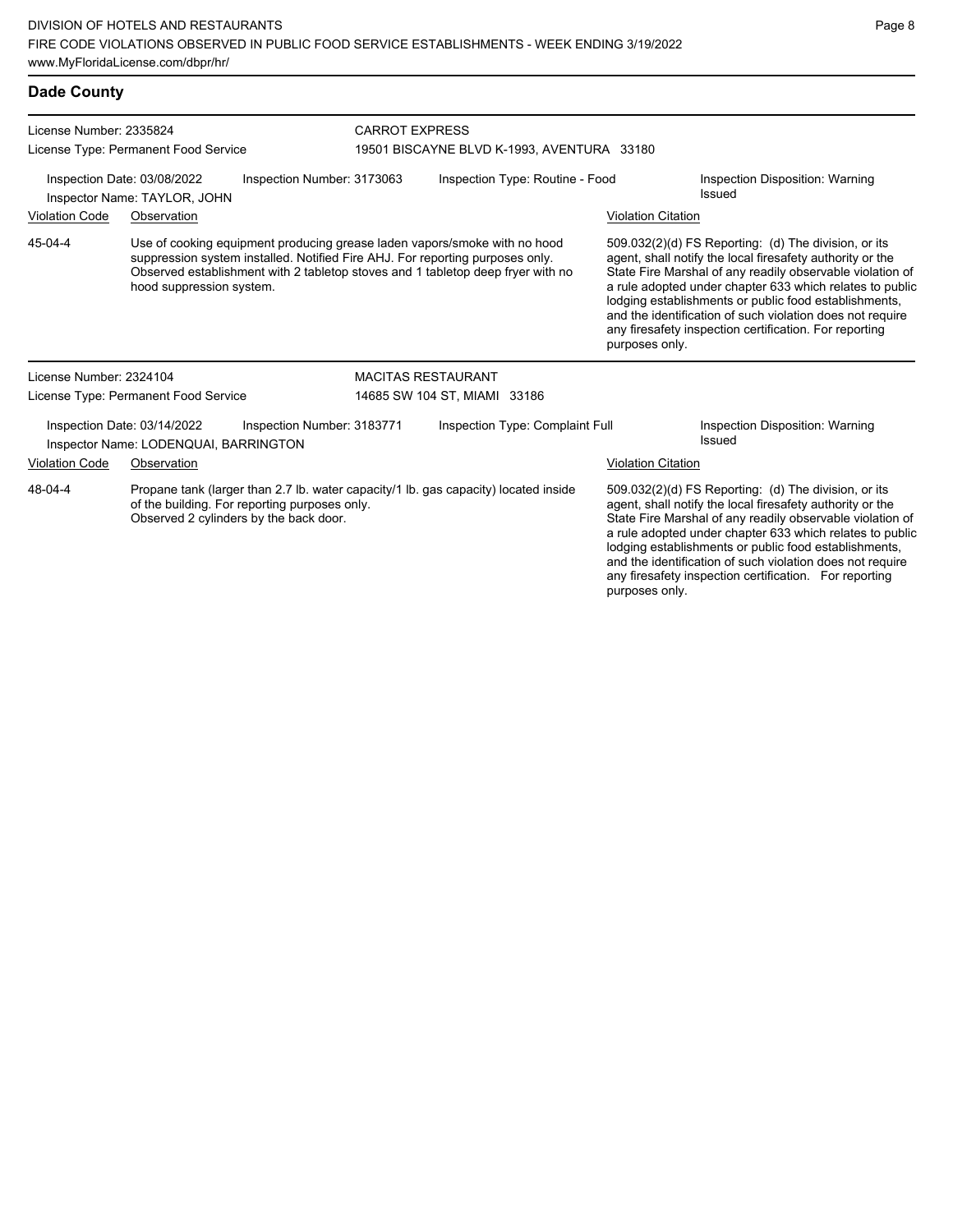## Dade County

**License Number:** 2335824
**License Type:** Permanent Food Service

**CARROT EXPRESS**
19501 BISCAYNE BLVD K-1993, AVENTURA 33180

Inspection Date: 03/08/2022 | Inspection Number: 3173063 | Inspection Type: Routine - Food | Inspection Disposition: Warning Issued
Inspector Name: TAYLOR, JOHN

| Violation Code | Observation | Violation Citation |
|---|---|---|
| 45-04-4 | Use of cooking equipment producing grease laden vapors/smoke with no hood suppression system installed. Notified Fire AHJ. For reporting purposes only. Observed establishment with 2 tabletop stoves and 1 tabletop deep fryer with no hood suppression system. | 509.032(2)(d) FS Reporting: (d) The division, or its agent, shall notify the local firesafety authority or the State Fire Marshal of any readily observable violation of a rule adopted under chapter 633 which relates to public lodging establishments or public food establishments, and the identification of such violation does not require any firesafety inspection certification. For reporting purposes only. |

**License Number:** 2324104
**License Type:** Permanent Food Service

**MACITAS RESTAURANT**
14685 SW 104 ST, MIAMI 33186

Inspection Date: 03/14/2022 | Inspection Number: 3183771 | Inspection Type: Complaint Full | Inspection Disposition: Warning Issued
Inspector Name: LODENQUAI, BARRINGTON

| Violation Code | Observation | Violation Citation |
|---|---|---|
| 48-04-4 | Propane tank (larger than 2.7 lb. water capacity/1 lb. gas capacity) located inside of the building. For reporting purposes only. Observed 2 cylinders by the back door. | 509.032(2)(d) FS Reporting: (d) The division, or its agent, shall notify the local firesafety authority or the State Fire Marshal of any readily observable violation of a rule adopted under chapter 633 which relates to public lodging establishments or public food establishments, and the identification of such violation does not require any firesafety inspection certification. For reporting purposes only. |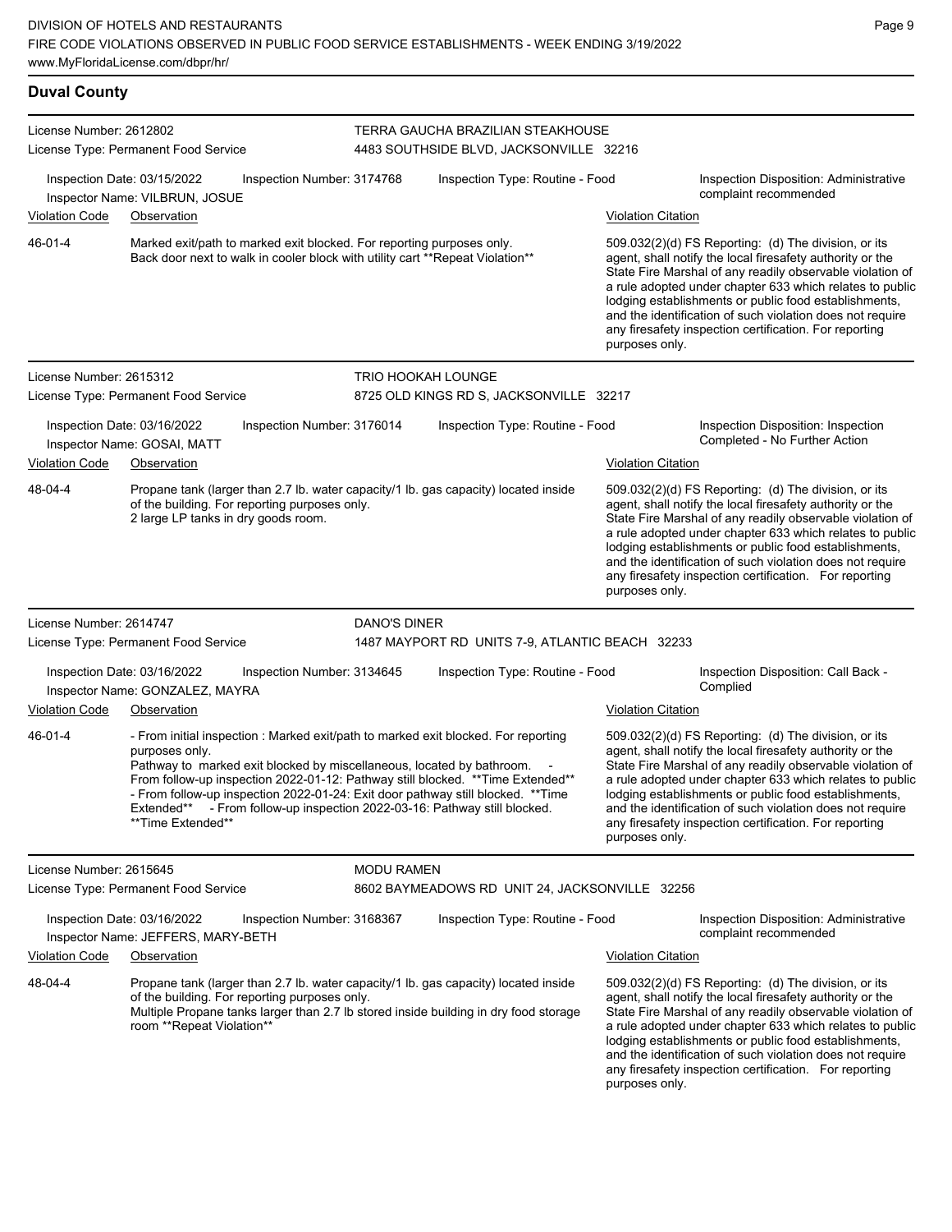## Duval County

**License Number:** 2612802
**License Type:** Permanent Food Service
**TERRA GAUCHA BRAZILIAN STEAKHOUSE**
4483 SOUTHSIDE BLVD, JACKSONVILLE 32216

Inspection Date: 03/15/2022 | Inspection Number: 3174768 | Inspection Type: Routine - Food | Inspection Disposition: Administrative complaint recommended
Inspector Name: VILBRUN, JOSUE

| Violation Code | Observation | Violation Citation |
|---|---|---|
| 46-01-4 | Marked exit/path to marked exit blocked. For reporting purposes only. Back door next to walk in cooler block with utility cart **Repeat Violation** | 509.032(2)(d) FS Reporting: (d) The division, or its agent, shall notify the local firesafety authority or the State Fire Marshal of any readily observable violation of a rule adopted under chapter 633 which relates to public lodging establishments or public food establishments, and the identification of such violation does not require any firesafety inspection certification. For reporting purposes only. |

**License Number:** 2615312
**License Type:** Permanent Food Service
**TRIO HOOKAH LOUNGE**
8725 OLD KINGS RD S, JACKSONVILLE 32217

Inspection Date: 03/16/2022 | Inspection Number: 3176014 | Inspection Type: Routine - Food | Inspection Disposition: Inspection Completed - No Further Action
Inspector Name: GOSAI, MATT

| Violation Code | Observation | Violation Citation |
|---|---|---|
| 48-04-4 | Propane tank (larger than 2.7 lb. water capacity/1 lb. gas capacity) located inside of the building. For reporting purposes only. 2 large LP tanks in dry goods room. | 509.032(2)(d) FS Reporting: (d) The division, or its agent, shall notify the local firesafety authority or the State Fire Marshal of any readily observable violation of a rule adopted under chapter 633 which relates to public lodging establishments or public food establishments, and the identification of such violation does not require any firesafety inspection certification. For reporting purposes only. |

**License Number:** 2614747
**License Type:** Permanent Food Service
**DANO'S DINER**
1487 MAYPORT RD UNITS 7-9, ATLANTIC BEACH 32233

Inspection Date: 03/16/2022 | Inspection Number: 3134645 | Inspection Type: Routine - Food | Inspection Disposition: Call Back - Complied
Inspector Name: GONZALEZ, MAYRA

| Violation Code | Observation | Violation Citation |
|---|---|---|
| 46-01-4 | - From initial inspection : Marked exit/path to marked exit blocked. For reporting purposes only. Pathway to marked exit blocked by miscellaneous, located by bathroom. - From follow-up inspection 2022-01-12: Pathway still blocked. **Time Extended** - From follow-up inspection 2022-01-24: Exit door pathway still blocked. **Time Extended** - From follow-up inspection 2022-03-16: Pathway still blocked. **Time Extended** | 509.032(2)(d) FS Reporting: (d) The division, or its agent, shall notify the local firesafety authority or the State Fire Marshal of any readily observable violation of a rule adopted under chapter 633 which relates to public lodging establishments or public food establishments, and the identification of such violation does not require any firesafety inspection certification. For reporting purposes only. |

**License Number:** 2615645
**License Type:** Permanent Food Service
**MODU RAMEN**
8602 BAYMEADOWS RD UNIT 24, JACKSONVILLE 32256

Inspection Date: 03/16/2022 | Inspection Number: 3168367 | Inspection Type: Routine - Food | Inspection Disposition: Administrative complaint recommended
Inspector Name: JEFFERS, MARY-BETH

| Violation Code | Observation | Violation Citation |
|---|---|---|
| 48-04-4 | Propane tank (larger than 2.7 lb. water capacity/1 lb. gas capacity) located inside of the building. For reporting purposes only. Multiple Propane tanks larger than 2.7 lb stored inside building in dry food storage room **Repeat Violation** | 509.032(2)(d) FS Reporting: (d) The division, or its agent, shall notify the local firesafety authority or the State Fire Marshal of any readily observable violation of a rule adopted under chapter 633 which relates to public lodging establishments or public food establishments, and the identification of such violation does not require any firesafety inspection certification. For reporting purposes only. |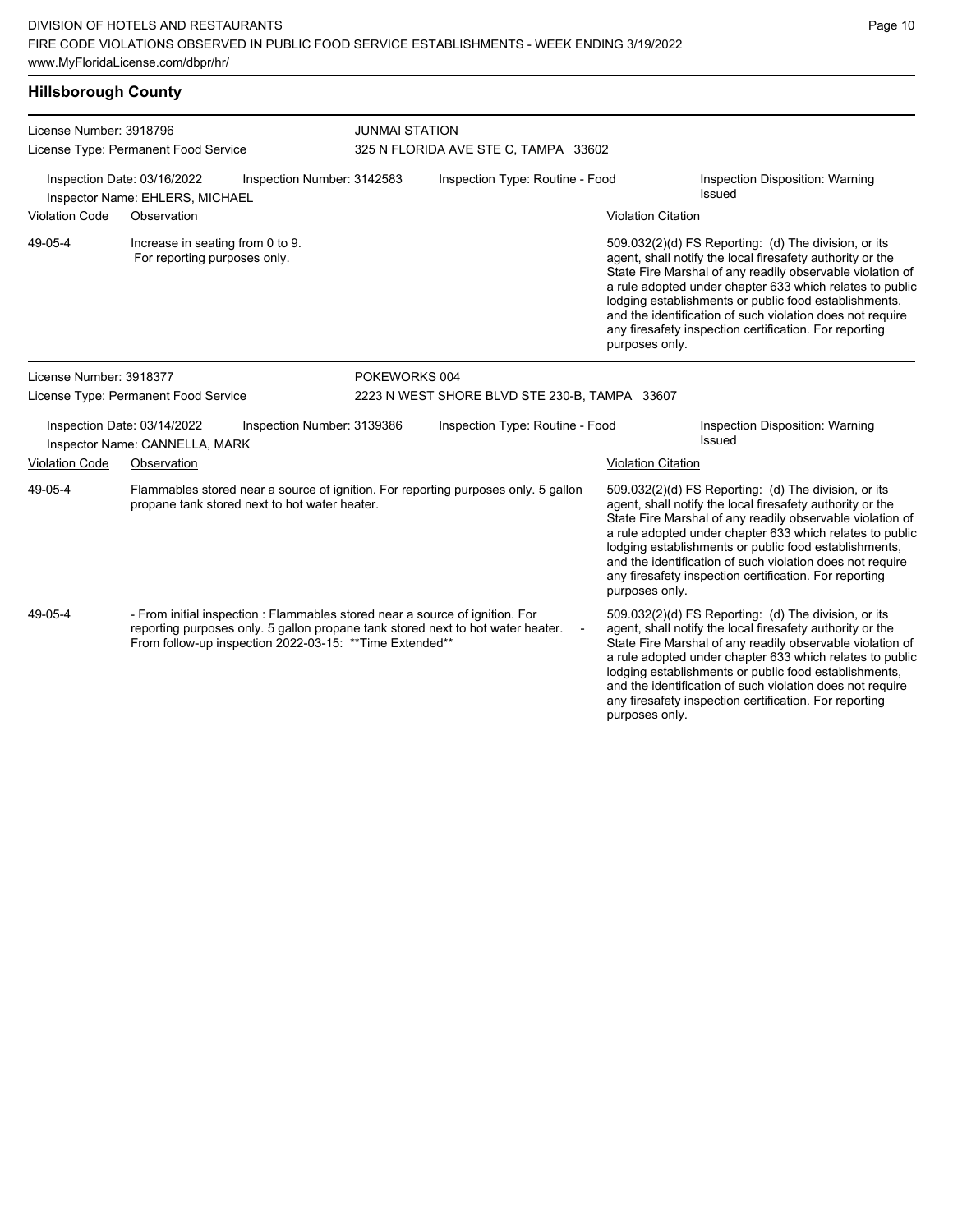## Hillsborough County

**License Number:** 3918796
**License Type:** Permanent Food Service

**JUNMAI STATION**
325 N FLORIDA AVE STE C, TAMPA 33602

**Inspection Date:** 03/16/2022 | **Inspection Number:** 3142583 | **Inspection Type:** Routine - Food | **Inspection Disposition:** Warning Issued
**Inspector Name:** EHLERS, MICHAEL

| Violation Code | Observation | Violation Citation |
| --- | --- | --- |
| 49-05-4 | Increase in seating from 0 to 9. For reporting purposes only. | 509.032(2)(d) FS Reporting: (d) The division, or its agent, shall notify the local firesafety authority or the State Fire Marshal of any readily observable violation of a rule adopted under chapter 633 which relates to public lodging establishments or public food establishments, and the identification of such violation does not require any firesafety inspection certification. For reporting purposes only. |

**License Number:** 3918377
**License Type:** Permanent Food Service

**POKEWORKS 004**
2223 N WEST SHORE BLVD STE 230-B, TAMPA 33607

**Inspection Date:** 03/14/2022 | **Inspection Number:** 3139386 | **Inspection Type:** Routine - Food | **Inspection Disposition:** Warning Issued
**Inspector Name:** CANNELLA, MARK

| Violation Code | Observation | Violation Citation |
| --- | --- | --- |
| 49-05-4 | Flammables stored near a source of ignition. For reporting purposes only. 5 gallon propane tank stored next to hot water heater. | 509.032(2)(d) FS Reporting: (d) The division, or its agent, shall notify the local firesafety authority or the State Fire Marshal of any readily observable violation of a rule adopted under chapter 633 which relates to public lodging establishments or public food establishments, and the identification of such violation does not require any firesafety inspection certification. For reporting purposes only. |
| 49-05-4 | - From initial inspection : Flammables stored near a source of ignition. For reporting purposes only. 5 gallon propane tank stored next to hot water heater. - From follow-up inspection 2022-03-15: **Time Extended** | 509.032(2)(d) FS Reporting: (d) The division, or its agent, shall notify the local firesafety authority or the State Fire Marshal of any readily observable violation of a rule adopted under chapter 633 which relates to public lodging establishments or public food establishments, and the identification of such violation does not require any firesafety inspection certification. For reporting purposes only. |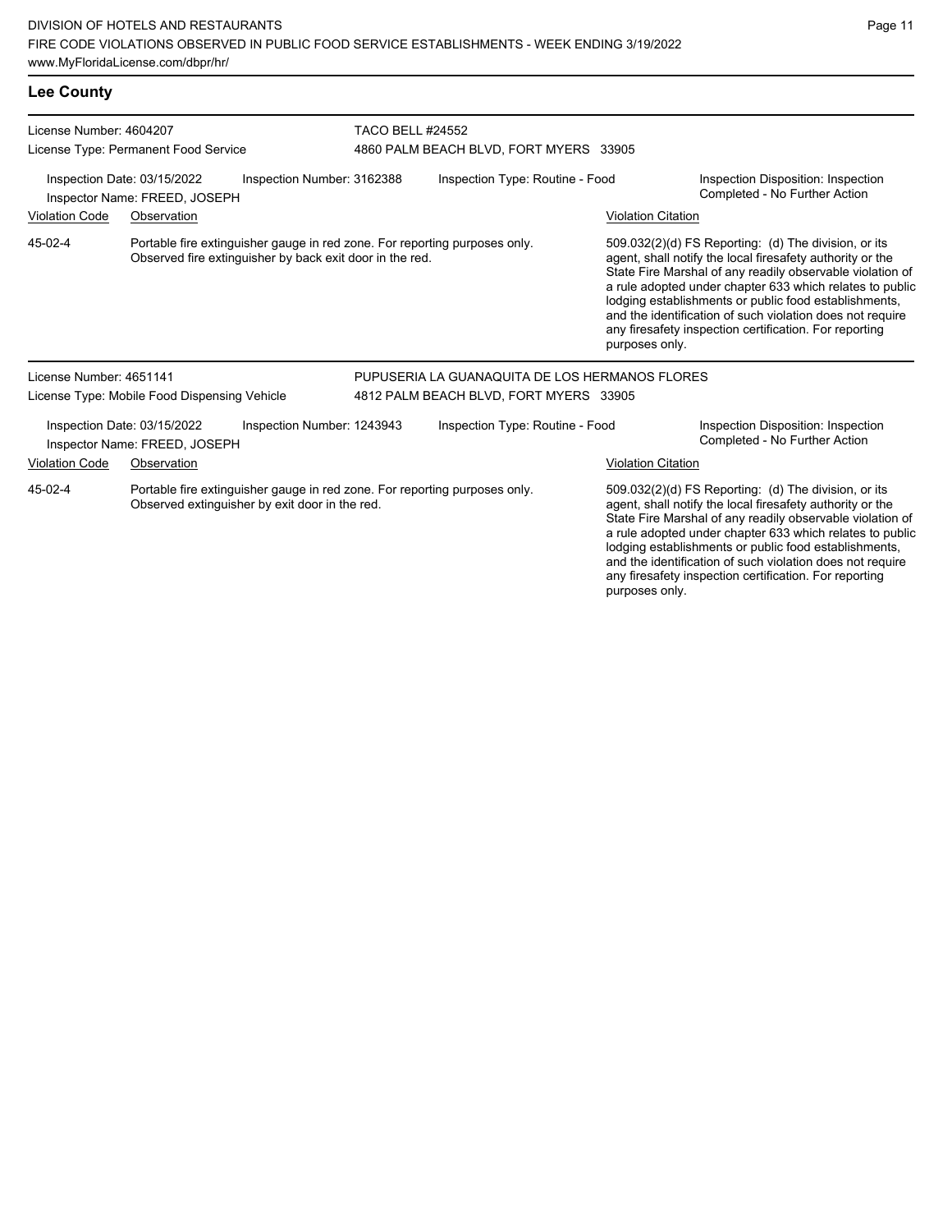## Lee County

**License Number:** 4604207
**License Type:** Permanent Food Service

**TACO BELL #24552**
4860 PALM BEACH BLVD, FORT MYERS 33905

**Inspection Date:** 03/15/2022
**Inspector Name:** FREED, JOSEPH
**Inspection Number:** 3162388
**Inspection Type:** Routine - Food
**Inspection Disposition:** Inspection Completed - No Further Action

| Violation Code | Observation | Violation Citation |
|---|---|---|
| 45-02-4 | Portable fire extinguisher gauge in red zone. For reporting purposes only. Observed fire extinguisher by back exit door in the red. | 509.032(2)(d) FS Reporting: (d) The division, or its agent, shall notify the local firesafety authority or the State Fire Marshal of any readily observable violation of a rule adopted under chapter 633 which relates to public lodging establishments or public food establishments, and the identification of such violation does not require any firesafety inspection certification. For reporting purposes only. |

---

**License Number:** 4651141
**License Type:** Mobile Food Dispensing Vehicle

**PUPUSERIA LA GUANAQUITA DE LOS HERMANOS FLORES**
4812 PALM BEACH BLVD, FORT MYERS 33905

**Inspection Date:** 03/15/2022
**Inspector Name:** FREED, JOSEPH
**Inspection Number:** 1243943
**Inspection Type:** Routine - Food
**Inspection Disposition:** Inspection Completed - No Further Action

| Violation Code | Observation | Violation Citation |
|---|---|---|
| 45-02-4 | Portable fire extinguisher gauge in red zone. For reporting purposes only. Observed extinguisher by exit door in the red. | 509.032(2)(d) FS Reporting: (d) The division, or its agent, shall notify the local firesafety authority or the State Fire Marshal of any readily observable violation of a rule adopted under chapter 633 which relates to public lodging establishments or public food establishments, and the identification of such violation does not require any firesafety inspection certification. For reporting purposes only. |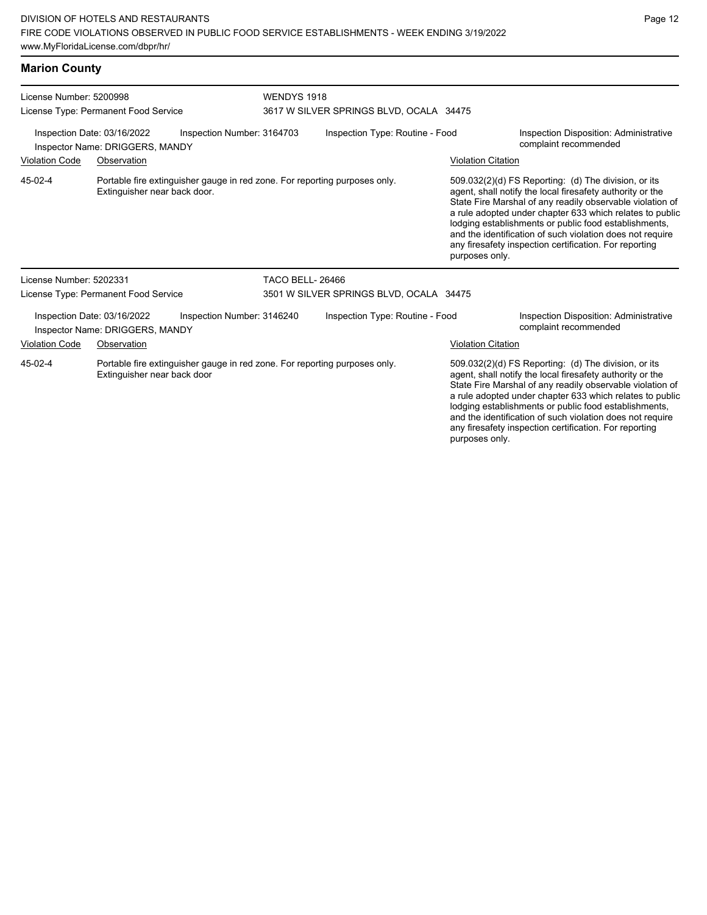## Marion County

License Number: 5200998
License Type: Permanent Food Service

**WENDYS 1918**
3617 W SILVER SPRINGS BLVD, OCALA 34475

Inspection Date: 03/16/2022
Inspector Name: DRIGGERS, MANDY
Inspection Number: 3164703
Inspection Type: Routine - Food
Inspection Disposition: Administrative complaint recommended

| Violation Code | Observation | Violation Citation |
| --- | --- | --- |
| 45-02-4 | Portable fire extinguisher gauge in red zone. For reporting purposes only. Extinguisher near back door. | 509.032(2)(d) FS Reporting: (d) The division, or its agent, shall notify the local firesafety authority or the State Fire Marshal of any readily observable violation of a rule adopted under chapter 633 which relates to public lodging establishments or public food establishments, and the identification of such violation does not require any firesafety inspection certification. For reporting purposes only. |

License Number: 5202331
License Type: Permanent Food Service

**TACO BELL- 26466**
3501 W SILVER SPRINGS BLVD, OCALA 34475

Inspection Date: 03/16/2022
Inspector Name: DRIGGERS, MANDY
Inspection Number: 3146240
Inspection Type: Routine - Food
Inspection Disposition: Administrative complaint recommended

| Violation Code | Observation | Violation Citation |
| --- | --- | --- |
| 45-02-4 | Portable fire extinguisher gauge in red zone. For reporting purposes only. Extinguisher near back door | 509.032(2)(d) FS Reporting: (d) The division, or its agent, shall notify the local firesafety authority or the State Fire Marshal of any readily observable violation of a rule adopted under chapter 633 which relates to public lodging establishments or public food establishments, and the identification of such violation does not require any firesafety inspection certification. For reporting purposes only. |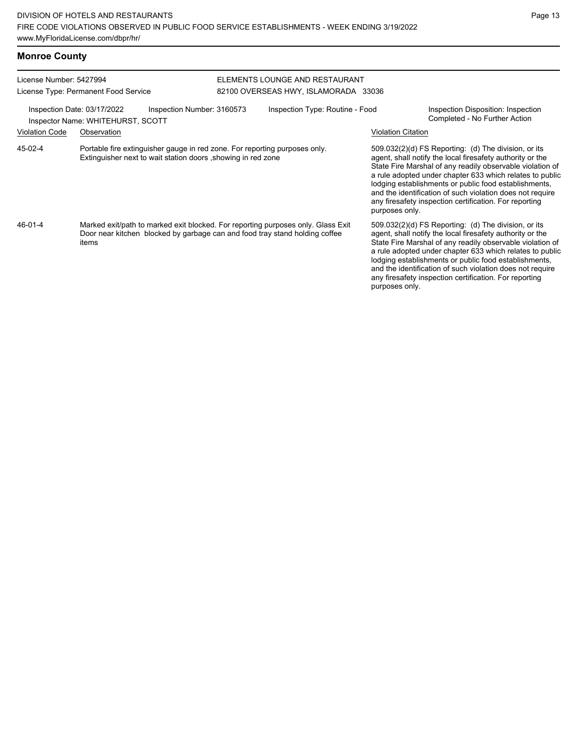## Monroe County

License Number: 5427994
License Type: Permanent Food Service

ELEMENTS LOUNGE AND RESTAURANT
82100 OVERSEAS HWY, ISLAMORADA 33036

Inspection Date: 03/17/2022
Inspector Name: WHITEHURST, SCOTT
Inspection Number: 3160573
Inspection Type: Routine - Food
Inspection Disposition: Inspection Completed - No Further Action

| Violation Code | Observation | Violation Citation |
| --- | --- | --- |
| 45-02-4 | Portable fire extinguisher gauge in red zone. For reporting purposes only. Extinguisher next to wait station doors ,showing in red zone | 509.032(2)(d) FS Reporting: (d) The division, or its agent, shall notify the local firesafety authority or the State Fire Marshal of any readily observable violation of a rule adopted under chapter 633 which relates to public lodging establishments or public food establishments, and the identification of such violation does not require any firesafety inspection certification. For reporting purposes only. |
| 46-01-4 | Marked exit/path to marked exit blocked. For reporting purposes only. Glass Exit Door near kitchen blocked by garbage can and food tray stand holding coffee items | 509.032(2)(d) FS Reporting: (d) The division, or its agent, shall notify the local firesafety authority or the State Fire Marshal of any readily observable violation of a rule adopted under chapter 633 which relates to public lodging establishments or public food establishments, and the identification of such violation does not require any firesafety inspection certification. For reporting purposes only. |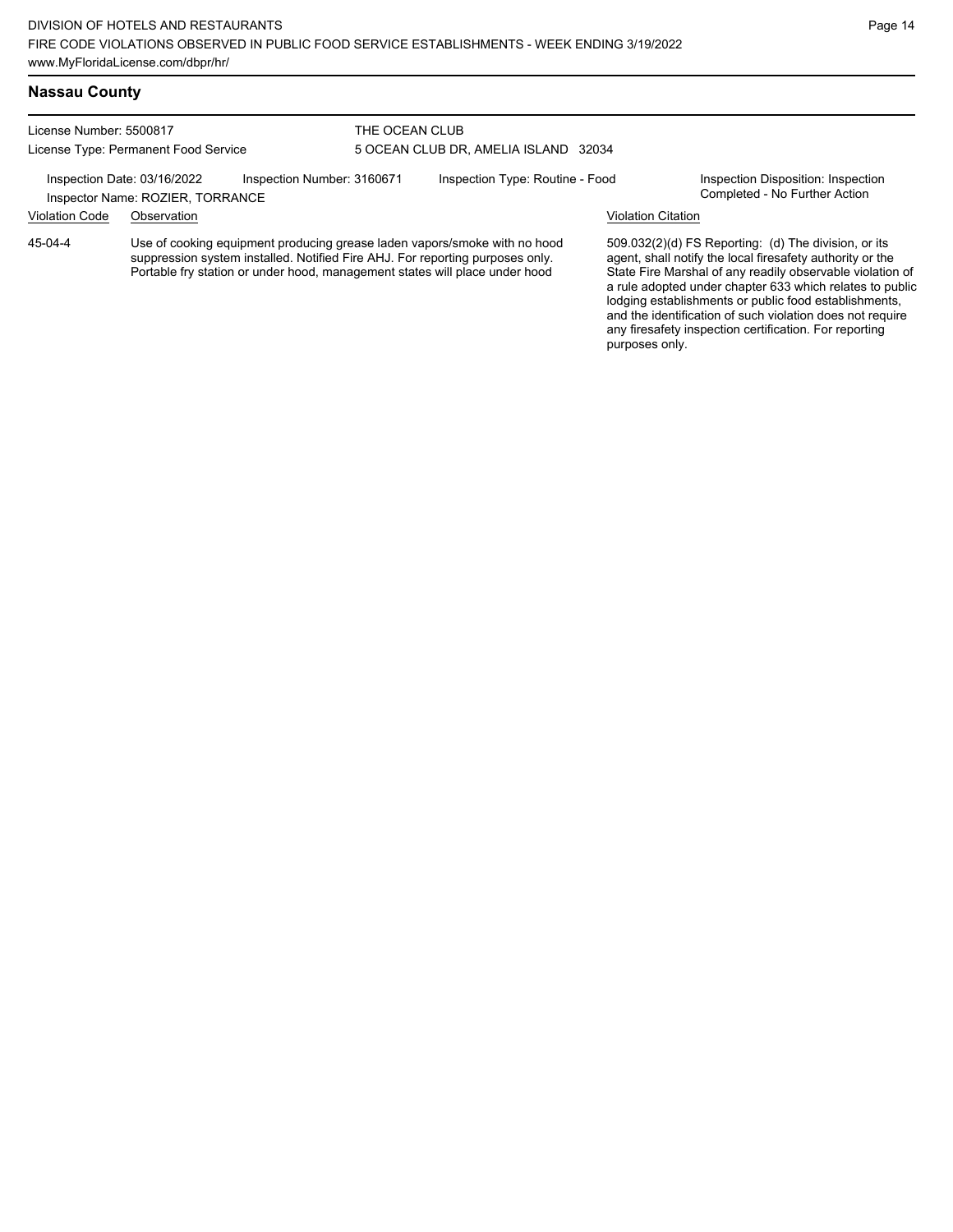## Nassau County

License Number: 5500817
License Type: Permanent Food Service

THE OCEAN CLUB
5 OCEAN CLUB DR, AMELIA ISLAND 32034

Inspection Date: 03/16/2022
Inspector Name: ROZIER, TORRANCE
Inspection Number: 3160671
Inspection Type: Routine - Food
Inspection Disposition: Inspection Completed - No Further Action

| Violation Code | Observation | Violation Citation |
|---|---|---|
| 45-04-4 | Use of cooking equipment producing grease laden vapors/smoke with no hood suppression system installed. Notified Fire AHJ. For reporting purposes only. Portable fry station or under hood, management states will place under hood | 509.032(2)(d) FS Reporting: (d) The division, or its agent, shall notify the local firesafety authority or the State Fire Marshal of any readily observable violation of a rule adopted under chapter 633 which relates to public lodging establishments or public food establishments, and the identification of such violation does not require any firesafety inspection certification. For reporting purposes only. |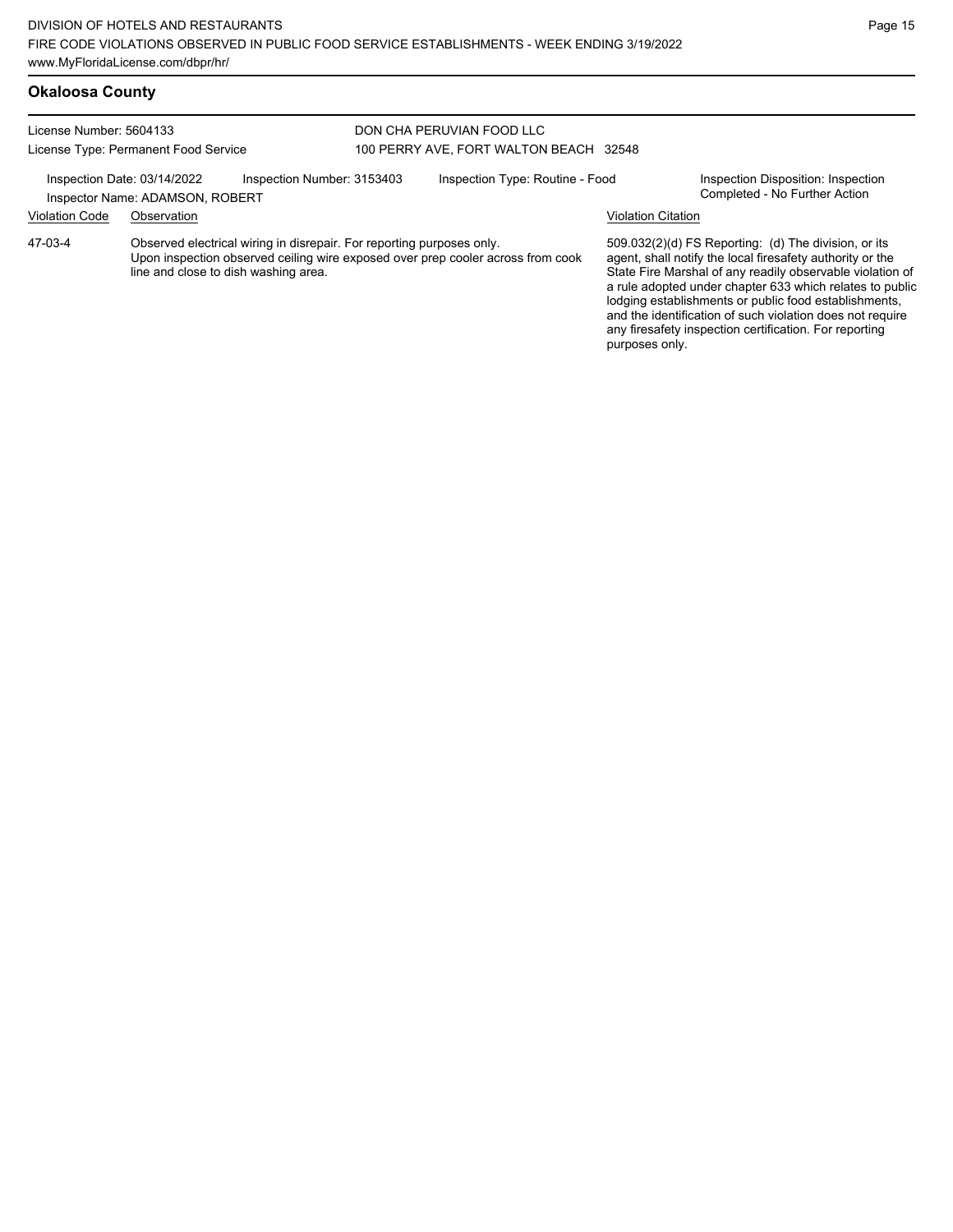## Okaloosa County

License Number: 5604133
License Type: Permanent Food Service

DON CHA PERUVIAN FOOD LLC
100 PERRY AVE, FORT WALTON BEACH 32548

Inspection Date: 03/14/2022
Inspector Name: ADAMSON, ROBERT
Inspection Number: 3153403
Inspection Type: Routine - Food
Inspection Disposition: Inspection Completed - No Further Action

| Violation Code | Observation | Violation Citation |
|---|---|---|
| 47-03-4 | Observed electrical wiring in disrepair. For reporting purposes only. Upon inspection observed ceiling wire exposed over prep cooler across from cook line and close to dish washing area. | 509.032(2)(d) FS Reporting: (d) The division, or its agent, shall notify the local firesafety authority or the State Fire Marshal of any readily observable violation of a rule adopted under chapter 633 which relates to public lodging establishments or public food establishments, and the identification of such violation does not require any firesafety inspection certification. For reporting purposes only. |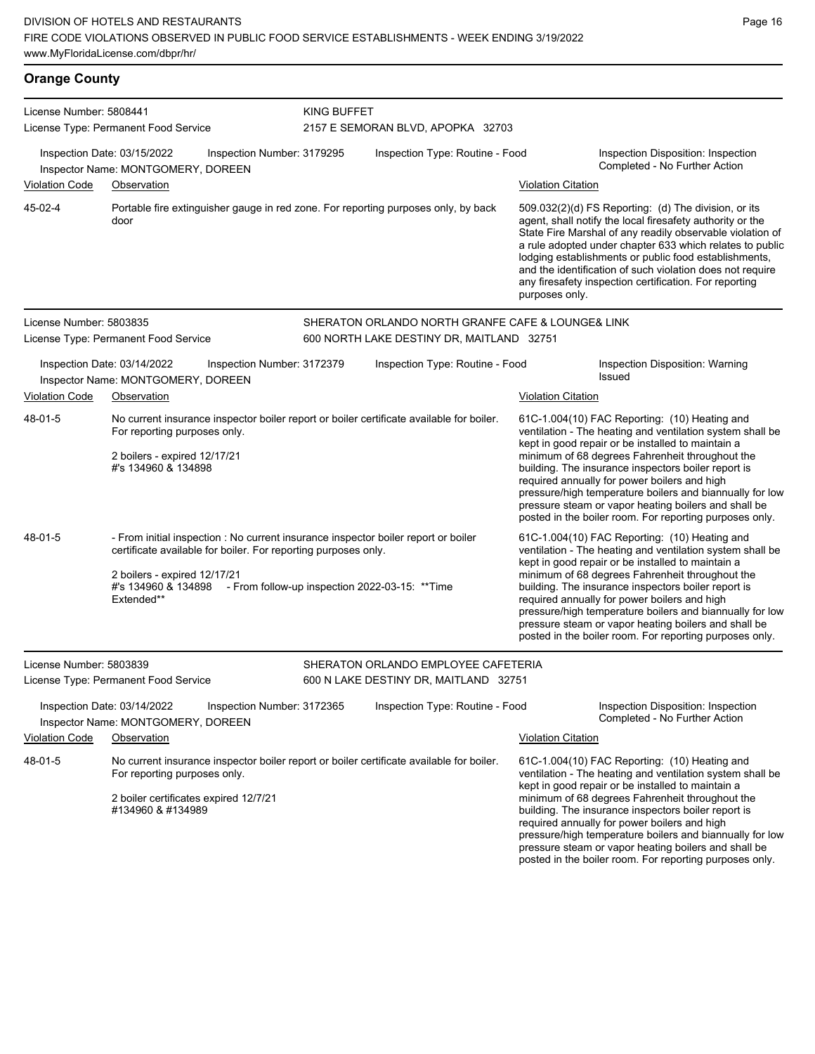## Orange County

**License Number:** 5808441
**License Type:** Permanent Food Service
**KING BUFFET**
2157 E SEMORAN BLVD, APOPKA 32703

**Inspection Date:** 03/15/2022 | **Inspection Number:** 3179295 | **Inspection Type:** Routine - Food | **Inspection Disposition:** Inspection Completed - No Further Action
**Inspector Name:** MONTGOMERY, DOREEN

| Violation Code | Observation | Violation Citation |
|---|---|---|
| 45-02-4 | Portable fire extinguisher gauge in red zone. For reporting purposes only, by back door | 509.032(2)(d) FS Reporting: (d) The division, or its agent, shall notify the local firesafety authority or the State Fire Marshal of any readily observable violation of a rule adopted under chapter 633 which relates to public lodging establishments or public food establishments, and the identification of such violation does not require any firesafety inspection certification. For reporting purposes only. |

---

**License Number:** 5803835
**License Type:** Permanent Food Service
**SHERATON ORLANDO NORTH GRANFE CAFE & LOUNGE& LINK**
600 NORTH LAKE DESTINY DR, MAITLAND 32751

**Inspection Date:** 03/14/2022 | **Inspection Number:** 3172379 | **Inspection Type:** Routine - Food | **Inspection Disposition:** Warning Issued
**Inspector Name:** MONTGOMERY, DOREEN

| Violation Code | Observation | Violation Citation |
|---|---|---|
| 48-01-5 | No current insurance inspector boiler report or boiler certificate available for boiler. For reporting purposes only.<br><br>2 boilers - expired 12/17/21<br>#'s 134960 & 134898 | 61C-1.004(10) FAC Reporting: (10) Heating and ventilation - The heating and ventilation system shall be kept in good repair or be installed to maintain a minimum of 68 degrees Fahrenheit throughout the building. The insurance inspectors boiler report is required annually for power boilers and high pressure/high temperature boilers and biannually for low pressure steam or vapor heating boilers and shall be posted in the boiler room. For reporting purposes only. |
| 48-01-5 | - From initial inspection : No current insurance inspector boiler report or boiler certificate available for boiler. For reporting purposes only.<br><br>2 boilers - expired 12/17/21<br>#'s 134960 & 134898 - From follow-up inspection 2022-03-15: **Time Extended** | 61C-1.004(10) FAC Reporting: (10) Heating and ventilation - The heating and ventilation system shall be kept in good repair or be installed to maintain a minimum of 68 degrees Fahrenheit throughout the building. The insurance inspectors boiler report is required annually for power boilers and high pressure/high temperature boilers and biannually for low pressure steam or vapor heating boilers and shall be posted in the boiler room. For reporting purposes only. |

---

**License Number:** 5803839
**License Type:** Permanent Food Service
**SHERATON ORLANDO EMPLOYEE CAFETERIA**
600 N LAKE DESTINY DR, MAITLAND 32751

**Inspection Date:** 03/14/2022 | **Inspection Number:** 3172365 | **Inspection Type:** Routine - Food | **Inspection Disposition:** Inspection Completed - No Further Action
**Inspector Name:** MONTGOMERY, DOREEN

| Violation Code | Observation | Violation Citation |
|---|---|---|
| 48-01-5 | No current insurance inspector boiler report or boiler certificate available for boiler. For reporting purposes only.<br><br>2 boiler certificates expired 12/7/21<br>#134960 & #134989 | 61C-1.004(10) FAC Reporting: (10) Heating and ventilation - The heating and ventilation system shall be kept in good repair or be installed to maintain a minimum of 68 degrees Fahrenheit throughout the building. The insurance inspectors boiler report is required annually for power boilers and high pressure/high temperature boilers and biannually for low pressure steam or vapor heating boilers and shall be posted in the boiler room. For reporting purposes only. |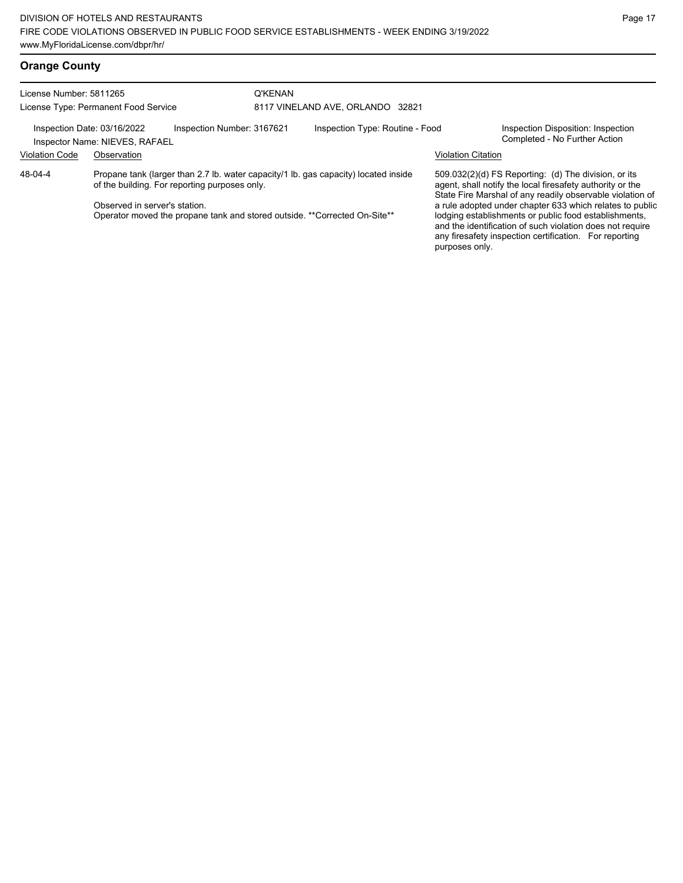## Orange County

License Number: 5811265
License Type: Permanent Food Service

Q'KENAN
8117 VINELAND AVE, ORLANDO 32821

Inspection Date: 03/16/2022
Inspector Name: NIEVES, RAFAEL
Inspection Number: 3167621
Inspection Type: Routine - Food
Inspection Disposition: Inspection Completed - No Further Action

| Violation Code | Observation | Violation Citation |
| --- | --- | --- |
| 48-04-4 | Propane tank (larger than 2.7 lb. water capacity/1 lb. gas capacity) located inside of the building. For reporting purposes only.<br><br>Observed in server's station.<br>Operator moved the propane tank and stored outside. **Corrected On-Site** | 509.032(2)(d) FS Reporting: (d) The division, or its agent, shall notify the local firesafety authority or the State Fire Marshal of any readily observable violation of a rule adopted under chapter 633 which relates to public lodging establishments or public food establishments, and the identification of such violation does not require any firesafety inspection certification. For reporting purposes only. |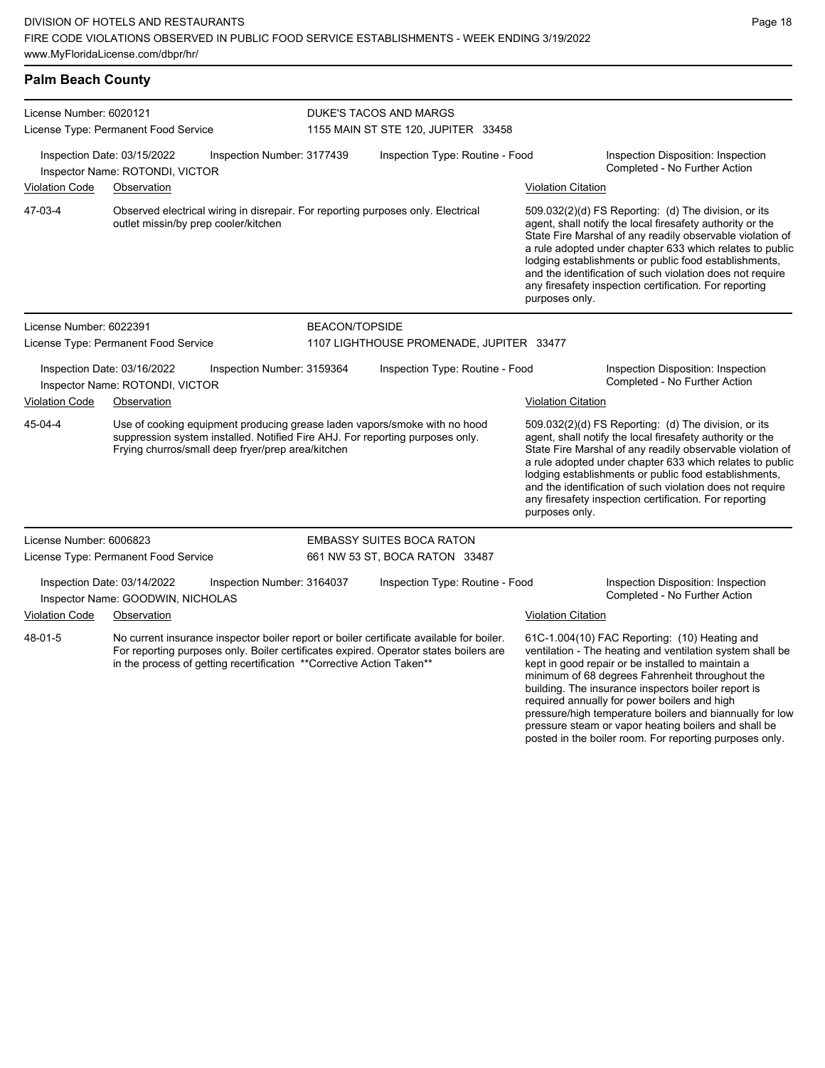## Palm Beach County

**License Number:** 6020121
**License Type:** Permanent Food Service

**DUKE'S TACOS AND MARGS**
1155 MAIN ST STE 120, JUPITER 33458

Inspection Date: 03/15/2022 | Inspection Number: 3177439 | Inspection Type: Routine - Food | Inspection Disposition: Inspection Completed - No Further Action

Inspector Name: ROTONDI, VICTOR

| Violation Code | Observation | Violation Citation |
|---|---|---|
| 47-03-4 | Observed electrical wiring in disrepair. For reporting purposes only. Electrical outlet missin/by prep cooler/kitchen | 509.032(2)(d) FS Reporting: (d) The division, or its agent, shall notify the local firesafety authority or the State Fire Marshal of any readily observable violation of a rule adopted under chapter 633 which relates to public lodging establishments or public food establishments, and the identification of such violation does not require any firesafety inspection certification. For reporting purposes only. |

---

**License Number:** 6022391
**License Type:** Permanent Food Service

**BEACON/TOPSIDE**
1107 LIGHTHOUSE PROMENADE, JUPITER 33477

Inspection Date: 03/16/2022 | Inspection Number: 3159364 | Inspection Type: Routine - Food | Inspection Disposition: Inspection Completed - No Further Action

Inspector Name: ROTONDI, VICTOR

| Violation Code | Observation | Violation Citation |
|---|---|---|
| 45-04-4 | Use of cooking equipment producing grease laden vapors/smoke with no hood suppression system installed. Notified Fire AHJ. For reporting purposes only. Frying churros/small deep fryer/prep area/kitchen | 509.032(2)(d) FS Reporting: (d) The division, or its agent, shall notify the local firesafety authority or the State Fire Marshal of any readily observable violation of a rule adopted under chapter 633 which relates to public lodging establishments or public food establishments, and the identification of such violation does not require any firesafety inspection certification. For reporting purposes only. |

---

**License Number:** 6006823
**License Type:** Permanent Food Service

**EMBASSY SUITES BOCA RATON**
661 NW 53 ST, BOCA RATON 33487

Inspection Date: 03/14/2022 | Inspection Number: 3164037 | Inspection Type: Routine - Food | Inspection Disposition: Inspection Completed - No Further Action

Inspector Name: GOODWIN, NICHOLAS

| Violation Code | Observation | Violation Citation |
|---|---|---|
| 48-01-5 | No current insurance inspector boiler report or boiler certificate available for boiler. For reporting purposes only. Boiler certificates expired. Operator states boilers are in the process of getting recertification **Corrective Action Taken** | 61C-1.004(10) FAC Reporting: (10) Heating and ventilation - The heating and ventilation system shall be kept in good repair or be installed to maintain a minimum of 68 degrees Fahrenheit throughout the building. The insurance inspectors boiler report is required annually for power boilers and high pressure/high temperature boilers and biannually for low pressure steam or vapor heating boilers and shall be posted in the boiler room. For reporting purposes only. |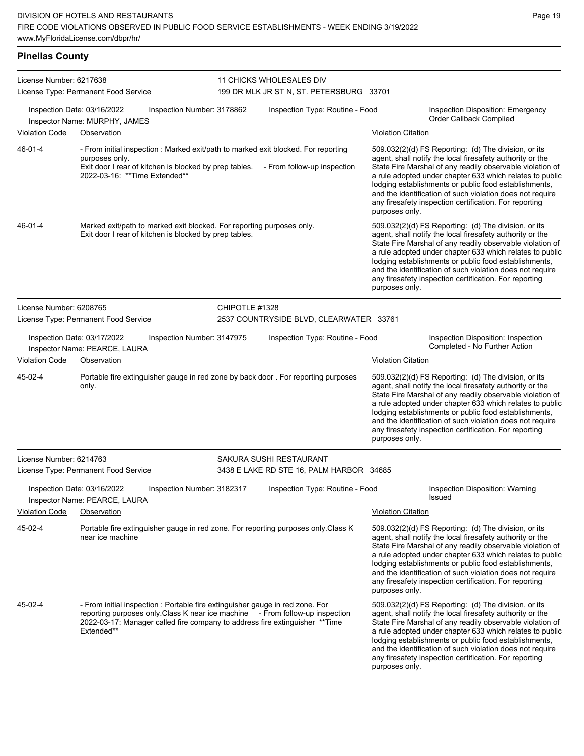## Pinellas County

**License Number:** 6217638
**License Type:** Permanent Food Service

**11 CHICKS WHOLESALES DIV**
199 DR MLK JR ST N, ST. PETERSBURG 33701

**Inspection Date:** 03/16/2022 | **Inspection Number:** 3178862 | **Inspection Type:** Routine - Food | **Inspection Disposition:** Emergency Order Callback Complied
**Inspector Name:** MURPHY, JAMES

| Violation Code | Observation | Violation Citation |
| --- | --- | --- |
| 46-01-4 | - From initial inspection : Marked exit/path to marked exit blocked. For reporting purposes only. Exit door I rear of kitchen is blocked by prep tables. - From follow-up inspection 2022-03-16: **Time Extended** | 509.032(2)(d) FS Reporting: (d) The division, or its agent, shall notify the local firesafety authority or the State Fire Marshal of any readily observable violation of a rule adopted under chapter 633 which relates to public lodging establishments or public food establishments, and the identification of such violation does not require any firesafety inspection certification. For reporting purposes only. |
| 46-01-4 | Marked exit/path to marked exit blocked. For reporting purposes only. Exit door I rear of kitchen is blocked by prep tables. | 509.032(2)(d) FS Reporting: (d) The division, or its agent, shall notify the local firesafety authority or the State Fire Marshal of any readily observable violation of a rule adopted under chapter 633 which relates to public lodging establishments or public food establishments, and the identification of such violation does not require any firesafety inspection certification. For reporting purposes only. |

**License Number:** 6208765
**License Type:** Permanent Food Service

**CHIPOTLE #1328**
2537 COUNTRYSIDE BLVD, CLEARWATER 33761

**Inspection Date:** 03/17/2022 | **Inspection Number:** 3147975 | **Inspection Type:** Routine - Food | **Inspection Disposition:** Inspection Completed - No Further Action
**Inspector Name:** PEARCE, LAURA

| Violation Code | Observation | Violation Citation |
| --- | --- | --- |
| 45-02-4 | Portable fire extinguisher gauge in red zone by back door . For reporting purposes only. | 509.032(2)(d) FS Reporting: (d) The division, or its agent, shall notify the local firesafety authority or the State Fire Marshal of any readily observable violation of a rule adopted under chapter 633 which relates to public lodging establishments or public food establishments, and the identification of such violation does not require any firesafety inspection certification. For reporting purposes only. |

**License Number:** 6214763
**License Type:** Permanent Food Service

**SAKURA SUSHI RESTAURANT**
3438 E LAKE RD STE 16, PALM HARBOR 34685

**Inspection Date:** 03/16/2022 | **Inspection Number:** 3182317 | **Inspection Type:** Routine - Food | **Inspection Disposition:** Warning Issued
**Inspector Name:** PEARCE, LAURA

| Violation Code | Observation | Violation Citation |
| --- | --- | --- |
| 45-02-4 | Portable fire extinguisher gauge in red zone. For reporting purposes only.Class K near ice machine | 509.032(2)(d) FS Reporting: (d) The division, or its agent, shall notify the local firesafety authority or the State Fire Marshal of any readily observable violation of a rule adopted under chapter 633 which relates to public lodging establishments or public food establishments, and the identification of such violation does not require any firesafety inspection certification. For reporting purposes only. |
| 45-02-4 | - From initial inspection : Portable fire extinguisher gauge in red zone. For reporting purposes only.Class K near ice machine - From follow-up inspection 2022-03-17: Manager called fire company to address fire extinguisher **Time Extended** | 509.032(2)(d) FS Reporting: (d) The division, or its agent, shall notify the local firesafety authority or the State Fire Marshal of any readily observable violation of a rule adopted under chapter 633 which relates to public lodging establishments or public food establishments, and the identification of such violation does not require any firesafety inspection certification. For reporting purposes only. |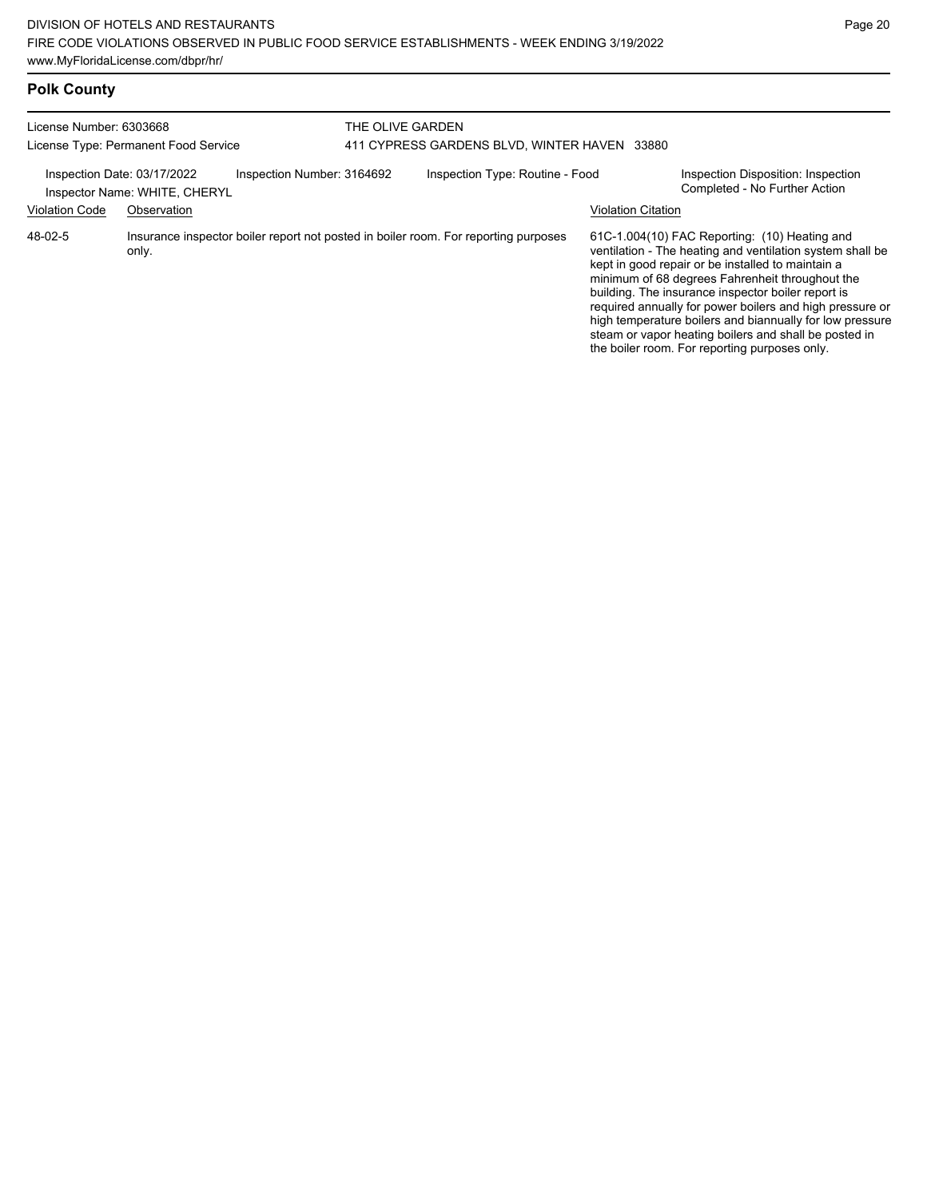## Polk County

License Number: 6303668
License Type: Permanent Food Service

THE OLIVE GARDEN
411 CYPRESS GARDENS BLVD, WINTER HAVEN 33880

Inspection Date: 03/17/2022
Inspector Name: WHITE, CHERYL
Inspection Number: 3164692
Inspection Type: Routine - Food
Inspection Disposition: Inspection Completed - No Further Action

| Violation Code | Observation | Violation Citation |
| --- | --- | --- |
| 48-02-5 | Insurance inspector boiler report not posted in boiler room. For reporting purposes only. | 61C-1.004(10) FAC Reporting: (10) Heating and ventilation - The heating and ventilation system shall be kept in good repair or be installed to maintain a minimum of 68 degrees Fahrenheit throughout the building. The insurance inspector boiler report is required annually for power boilers and high pressure or high temperature boilers and biannually for low pressure steam or vapor heating boilers and shall be posted in the boiler room. For reporting purposes only. |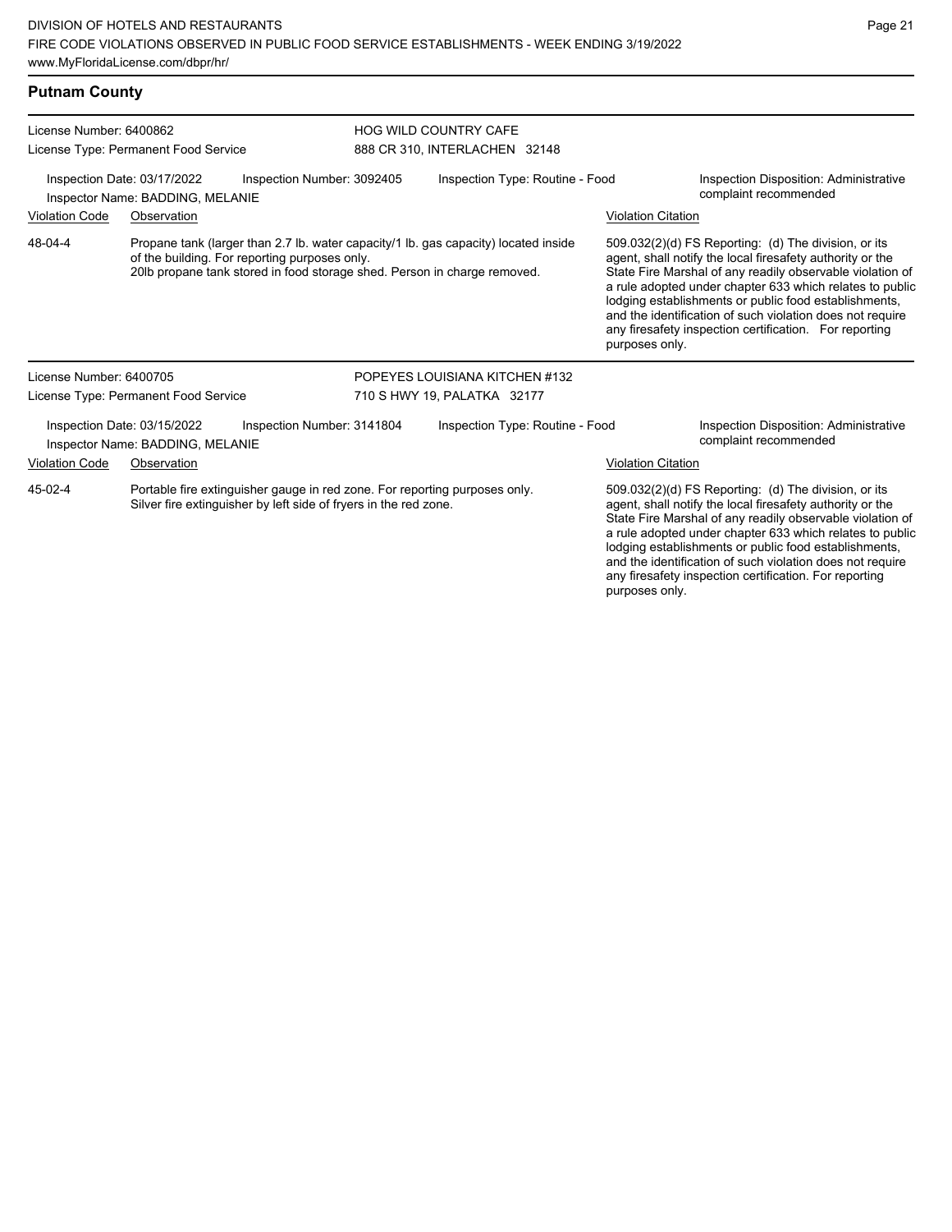## Putnam County

**License Number:** 6400862
**License Type:** Permanent Food Service

**HOG WILD COUNTRY CAFE**
888 CR 310, INTERLACHEN 32148

**Inspection Date:** 03/17/2022
**Inspection Number:** 3092405
**Inspection Type:** Routine - Food
**Inspection Disposition:** Administrative complaint recommended
**Inspector Name:** BADDING, MELANIE

| Violation Code | Observation | Violation Citation |
| --- | --- | --- |
| 48-04-4 | Propane tank (larger than 2.7 lb. water capacity/1 lb. gas capacity) located inside of the building. For reporting purposes only. 20lb propane tank stored in food storage shed. Person in charge removed. | 509.032(2)(d) FS Reporting: (d) The division, or its agent, shall notify the local firesafety authority or the State Fire Marshal of any readily observable violation of a rule adopted under chapter 633 which relates to public lodging establishments or public food establishments, and the identification of such violation does not require any firesafety inspection certification. For reporting purposes only. |

**License Number:** 6400705
**License Type:** Permanent Food Service

**POPEYES LOUISIANA KITCHEN #132**
710 S HWY 19, PALATKA 32177

**Inspection Date:** 03/15/2022
**Inspection Number:** 3141804
**Inspection Type:** Routine - Food
**Inspection Disposition:** Administrative complaint recommended
**Inspector Name:** BADDING, MELANIE

| Violation Code | Observation | Violation Citation |
| --- | --- | --- |
| 45-02-4 | Portable fire extinguisher gauge in red zone. For reporting purposes only. Silver fire extinguisher by left side of fryers in the red zone. | 509.032(2)(d) FS Reporting: (d) The division, or its agent, shall notify the local firesafety authority or the State Fire Marshal of any readily observable violation of a rule adopted under chapter 633 which relates to public lodging establishments or public food establishments, and the identification of such violation does not require any firesafety inspection certification. For reporting purposes only. |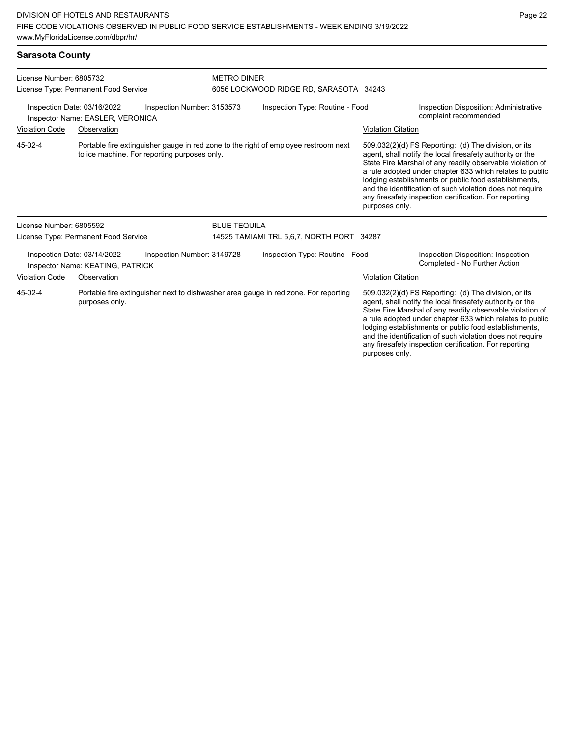## Sarasota County

**License Number:** 6805732
**License Type:** Permanent Food Service

**METRO DINER**
6056 LOCKWOOD RIDGE RD, SARASOTA 34243

**Inspection Date:** 03/16/2022
**Inspector Name:** EASLER, VERONICA
**Inspection Number:** 3153573
**Inspection Type:** Routine - Food
**Inspection Disposition:** Administrative complaint recommended

| Violation Code | Observation | Violation Citation |
| --- | --- | --- |
| 45-02-4 | Portable fire extinguisher gauge in red zone to the right of employee restroom next to ice machine. For reporting purposes only. | 509.032(2)(d) FS Reporting: (d) The division, or its agent, shall notify the local firesafety authority or the State Fire Marshal of any readily observable violation of a rule adopted under chapter 633 which relates to public lodging establishments or public food establishments, and the identification of such violation does not require any firesafety inspection certification. For reporting purposes only. |

---

**License Number:** 6805592
**License Type:** Permanent Food Service

**BLUE TEQUILA**
14525 TAMIAMI TRL 5,6,7, NORTH PORT 34287

**Inspection Date:** 03/14/2022
**Inspector Name:** KEATING, PATRICK
**Inspection Number:** 3149728
**Inspection Type:** Routine - Food
**Inspection Disposition:** Inspection Completed - No Further Action

| Violation Code | Observation | Violation Citation |
| --- | --- | --- |
| 45-02-4 | Portable fire extinguisher next to dishwasher area gauge in red zone. For reporting purposes only. | 509.032(2)(d) FS Reporting: (d) The division, or its agent, shall notify the local firesafety authority or the State Fire Marshal of any readily observable violation of a rule adopted under chapter 633 which relates to public lodging establishments or public food establishments, and the identification of such violation does not require any firesafety inspection certification. For reporting purposes only. |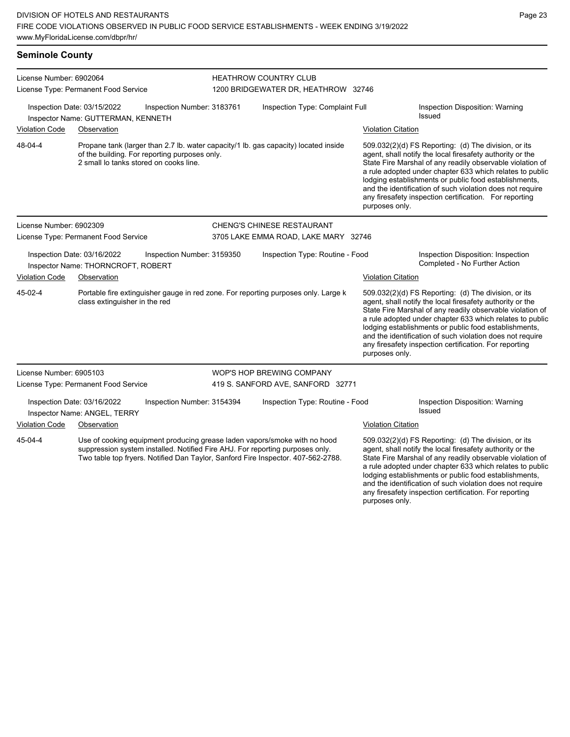## Seminole County

**License Number:** 6902064
**License Type:** Permanent Food Service

**HEATHROW COUNTRY CLUB**
1200 BRIDGEWATER DR, HEATHROW 32746

Inspection Date: 03/15/2022 | Inspection Number: 3183761 | Inspection Type: Complaint Full | Inspection Disposition: Warning Issued

Inspector Name: GUTTERMAN, KENNETH

| Violation Code | Observation | Violation Citation |
|---|---|---|
| 48-04-4 | Propane tank (larger than 2.7 lb. water capacity/1 lb. gas capacity) located inside of the building. For reporting purposes only. 2 small lo tanks stored on cooks line. | 509.032(2)(d) FS Reporting: (d) The division, or its agent, shall notify the local firesafety authority or the State Fire Marshal of any readily observable violation of a rule adopted under chapter 633 which relates to public lodging establishments or public food establishments, and the identification of such violation does not require any firesafety inspection certification. For reporting purposes only. |

---

**License Number:** 6902309
**License Type:** Permanent Food Service

**CHENG'S CHINESE RESTAURANT**
3705 LAKE EMMA ROAD, LAKE MARY 32746

Inspection Date: 03/16/2022 | Inspection Number: 3159350 | Inspection Type: Routine - Food | Inspection Disposition: Inspection Completed - No Further Action

Inspector Name: THORNCROFT, ROBERT

| Violation Code | Observation | Violation Citation |
|---|---|---|
| 45-02-4 | Portable fire extinguisher gauge in red zone. For reporting purposes only. Large k class extinguisher in the red | 509.032(2)(d) FS Reporting: (d) The division, or its agent, shall notify the local firesafety authority or the State Fire Marshal of any readily observable violation of a rule adopted under chapter 633 which relates to public lodging establishments or public food establishments, and the identification of such violation does not require any firesafety inspection certification. For reporting purposes only. |

---

**License Number:** 6905103
**License Type:** Permanent Food Service

**WOP'S HOP BREWING COMPANY**
419 S. SANFORD AVE, SANFORD 32771

Inspection Date: 03/16/2022 | Inspection Number: 3154394 | Inspection Type: Routine - Food | Inspection Disposition: Warning Issued

Inspector Name: ANGEL, TERRY

| Violation Code | Observation | Violation Citation |
|---|---|---|
| 45-04-4 | Use of cooking equipment producing grease laden vapors/smoke with no hood suppression system installed. Notified Fire AHJ. For reporting purposes only. Two table top fryers. Notified Dan Taylor, Sanford Fire Inspector. 407-562-2788. | 509.032(2)(d) FS Reporting: (d) The division, or its agent, shall notify the local firesafety authority or the State Fire Marshal of any readily observable violation of a rule adopted under chapter 633 which relates to public lodging establishments or public food establishments, and the identification of such violation does not require any firesafety inspection certification. For reporting purposes only. |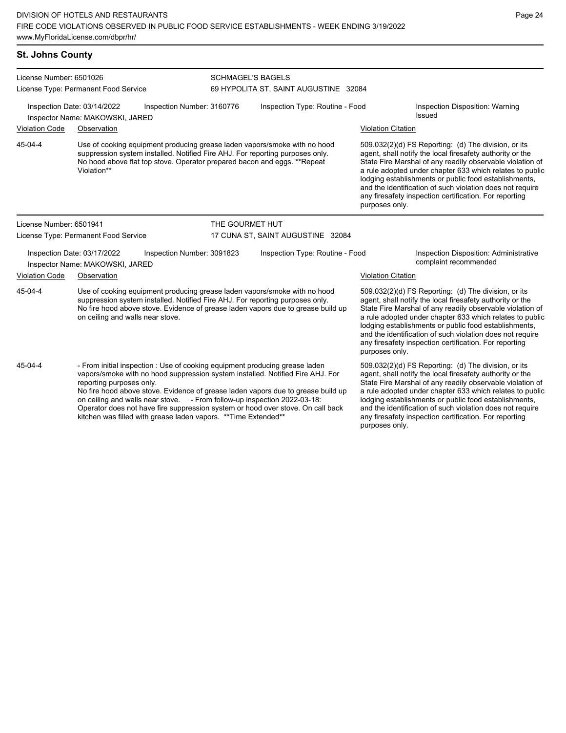## St. Johns County

License Number: 6501026
License Type: Permanent Food Service

**SCHMAGEL'S BAGELS**
69 HYPOLITA ST, SAINT AUGUSTINE 32084

Inspection Date: 03/14/2022
Inspection Number: 3160776
Inspection Type: Routine - Food
Inspection Disposition: Warning Issued
Inspector Name: MAKOWSKI, JARED

| Violation Code | Observation | Violation Citation |
|---|---|---|
| 45-04-4 | Use of cooking equipment producing grease laden vapors/smoke with no hood suppression system installed. Notified Fire AHJ. For reporting purposes only. No hood above flat top stove. Operator prepared bacon and eggs. **Repeat Violation** | 509.032(2)(d) FS Reporting: (d) The division, or its agent, shall notify the local firesafety authority or the State Fire Marshal of any readily observable violation of a rule adopted under chapter 633 which relates to public lodging establishments or public food establishments, and the identification of such violation does not require any firesafety inspection certification. For reporting purposes only. |

License Number: 6501941
License Type: Permanent Food Service

**THE GOURMET HUT**
17 CUNA ST, SAINT AUGUSTINE 32084

Inspection Date: 03/17/2022
Inspection Number: 3091823
Inspection Type: Routine - Food
Inspection Disposition: Administrative complaint recommended
Inspector Name: MAKOWSKI, JARED

| Violation Code | Observation | Violation Citation |
|---|---|---|
| 45-04-4 | Use of cooking equipment producing grease laden vapors/smoke with no hood suppression system installed. Notified Fire AHJ. For reporting purposes only. No fire hood above stove. Evidence of grease laden vapors due to grease build up on ceiling and walls near stove. | 509.032(2)(d) FS Reporting: (d) The division, or its agent, shall notify the local firesafety authority or the State Fire Marshal of any readily observable violation of a rule adopted under chapter 633 which relates to public lodging establishments or public food establishments, and the identification of such violation does not require any firesafety inspection certification. For reporting purposes only. |
| 45-04-4 | - From initial inspection : Use of cooking equipment producing grease laden vapors/smoke with no hood suppression system installed. Notified Fire AHJ. For reporting purposes only. No fire hood above stove. Evidence of grease laden vapors due to grease build up on ceiling and walls near stove. - From follow-up inspection 2022-03-18: Operator does not have fire suppression system or hood over stove. On call back kitchen was filled with grease laden vapors. **Time Extended** | 509.032(2)(d) FS Reporting: (d) The division, or its agent, shall notify the local firesafety authority or the State Fire Marshal of any readily observable violation of a rule adopted under chapter 633 which relates to public lodging establishments or public food establishments, and the identification of such violation does not require any firesafety inspection certification. For reporting purposes only. |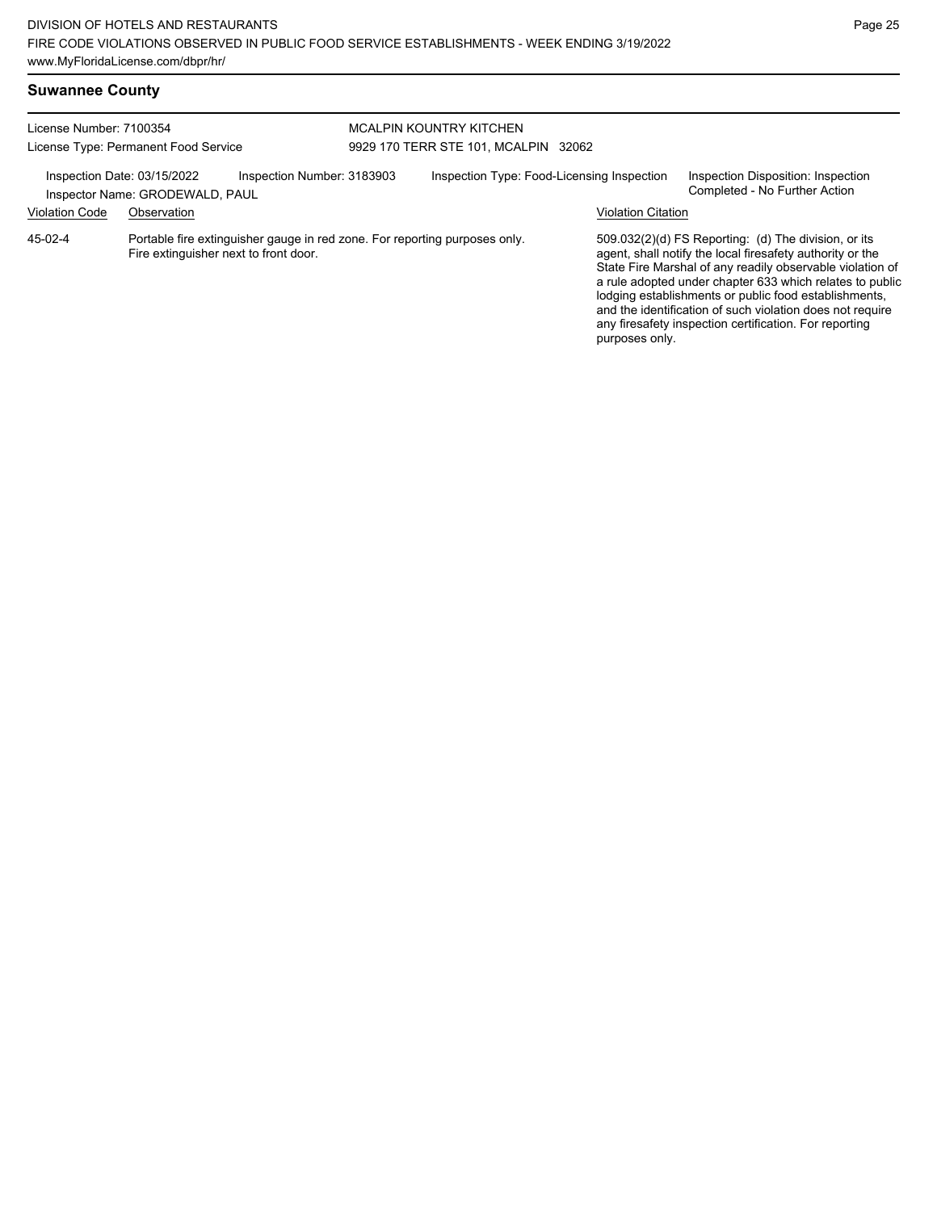## Suwannee County

License Number: 7100354
License Type: Permanent Food Service

MCALPIN KOUNTRY KITCHEN
9929 170 TERR STE 101, MCALPIN 32062

Inspection Date: 03/15/2022
Inspector Name: GRODEWALD, PAUL
Inspection Number: 3183903
Inspection Type: Food-Licensing Inspection
Inspection Disposition: Inspection Completed - No Further Action

| Violation Code | Observation | Violation Citation |
| --- | --- | --- |
| 45-02-4 | Portable fire extinguisher gauge in red zone. For reporting purposes only. Fire extinguisher next to front door. | 509.032(2)(d) FS Reporting: (d) The division, or its agent, shall notify the local firesafety authority or the State Fire Marshal of any readily observable violation of a rule adopted under chapter 633 which relates to public lodging establishments or public food establishments, and the identification of such violation does not require any firesafety inspection certification. For reporting purposes only. |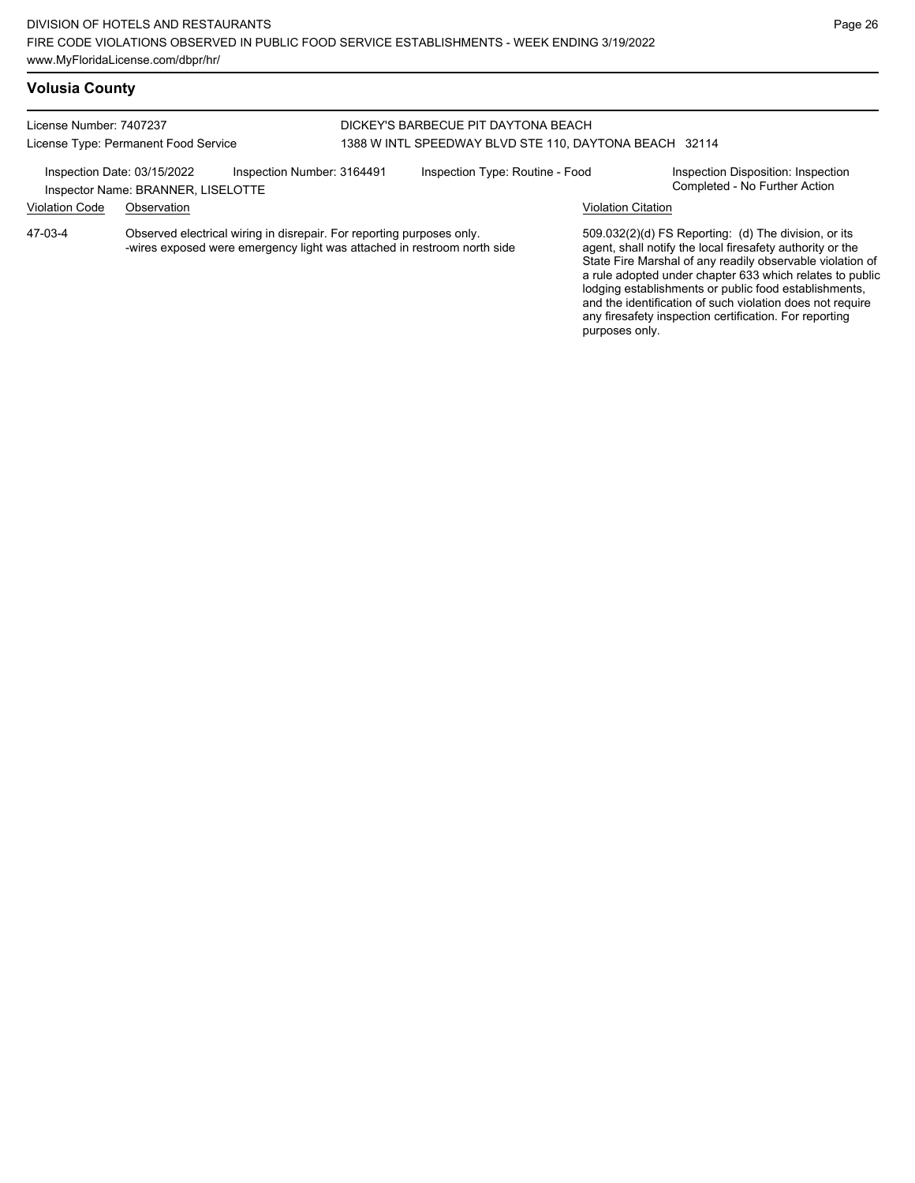## Volusia County

License Number: 7407237
License Type: Permanent Food Service

DICKEY'S BARBECUE PIT DAYTONA BEACH
1388 W INTL SPEEDWAY BLVD STE 110, DAYTONA BEACH 32114

Inspection Date: 03/15/2022
Inspector Name: BRANNER, LISELOTTE
Inspection Number: 3164491
Inspection Type: Routine - Food
Inspection Disposition: Inspection Completed - No Further Action

| Violation Code | Observation | Violation Citation |
|---|---|---|
| 47-03-4 | Observed electrical wiring in disrepair. For reporting purposes only. -wires exposed were emergency light was attached in restroom north side | 509.032(2)(d) FS Reporting: (d) The division, or its agent, shall notify the local firesafety authority or the State Fire Marshal of any readily observable violation of a rule adopted under chapter 633 which relates to public lodging establishments or public food establishments, and the identification of such violation does not require any firesafety inspection certification. For reporting purposes only. |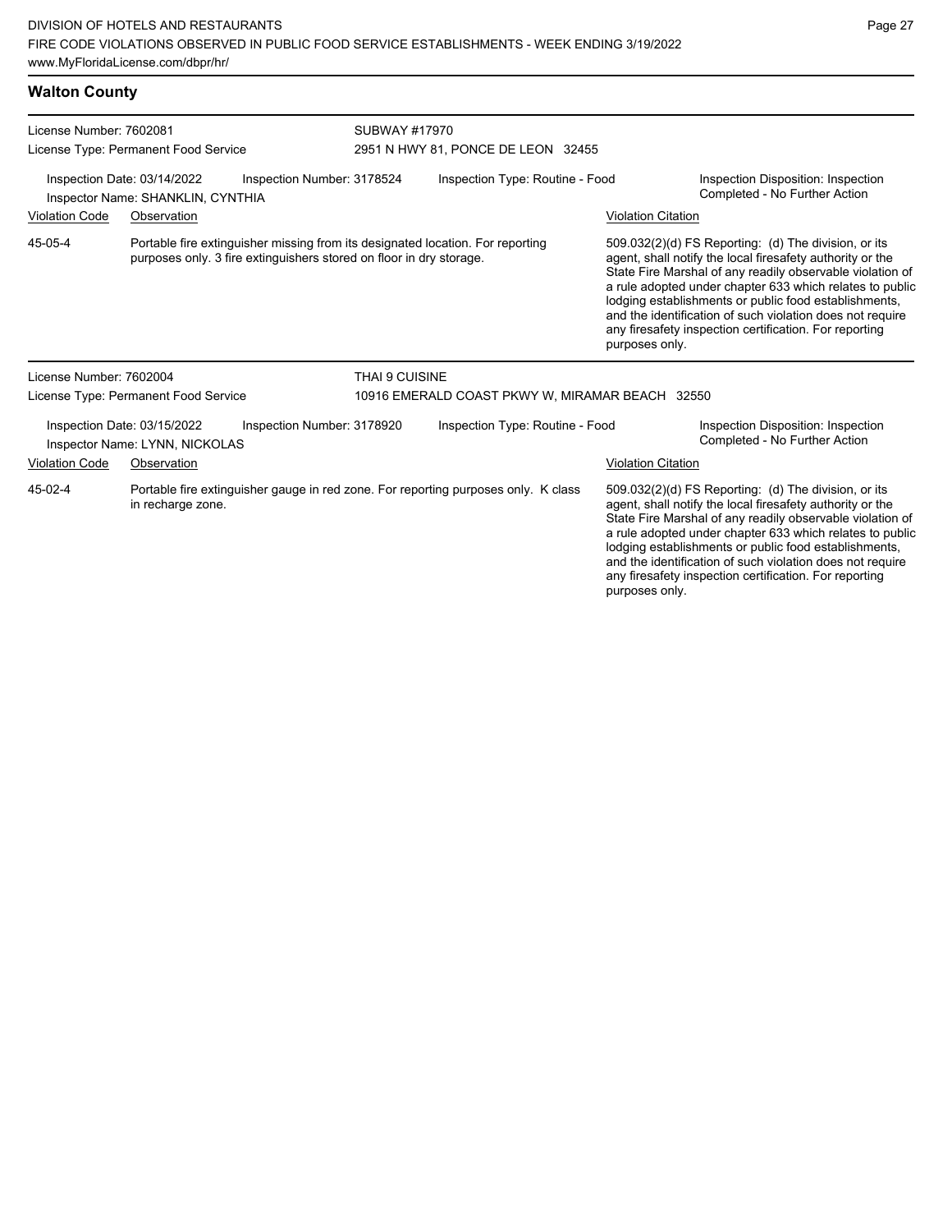## Walton County

**License Number:** 7602081
**License Type:** Permanent Food Service

**SUBWAY #17970**
2951 N HWY 81, PONCE DE LEON 32455

**Inspection Date:** 03/14/2022
**Inspection Number:** 3178524
**Inspection Type:** Routine - Food
**Inspector Name:** SHANKLIN, CYNTHIA
**Inspection Disposition:** Inspection Completed - No Further Action

| Violation Code | Observation | Violation Citation |
|---|---|---|
| 45-05-4 | Portable fire extinguisher missing from its designated location. For reporting purposes only. 3 fire extinguishers stored on floor in dry storage. | 509.032(2)(d) FS Reporting: (d) The division, or its agent, shall notify the local firesafety authority or the State Fire Marshal of any readily observable violation of a rule adopted under chapter 633 which relates to public lodging establishments or public food establishments, and the identification of such violation does not require any firesafety inspection certification. For reporting purposes only. |

---

**License Number:** 7602004
**License Type:** Permanent Food Service

**THAI 9 CUISINE**
10916 EMERALD COAST PKWY W, MIRAMAR BEACH 32550

**Inspection Date:** 03/15/2022
**Inspection Number:** 3178920
**Inspection Type:** Routine - Food
**Inspector Name:** LYNN, NICKOLAS
**Inspection Disposition:** Inspection Completed - No Further Action

| Violation Code | Observation | Violation Citation |
|---|---|---|
| 45-02-4 | Portable fire extinguisher gauge in red zone. For reporting purposes only. K class in recharge zone. | 509.032(2)(d) FS Reporting: (d) The division, or its agent, shall notify the local firesafety authority or the State Fire Marshal of any readily observable violation of a rule adopted under chapter 633 which relates to public lodging establishments or public food establishments, and the identification of such violation does not require any firesafety inspection certification. For reporting purposes only. |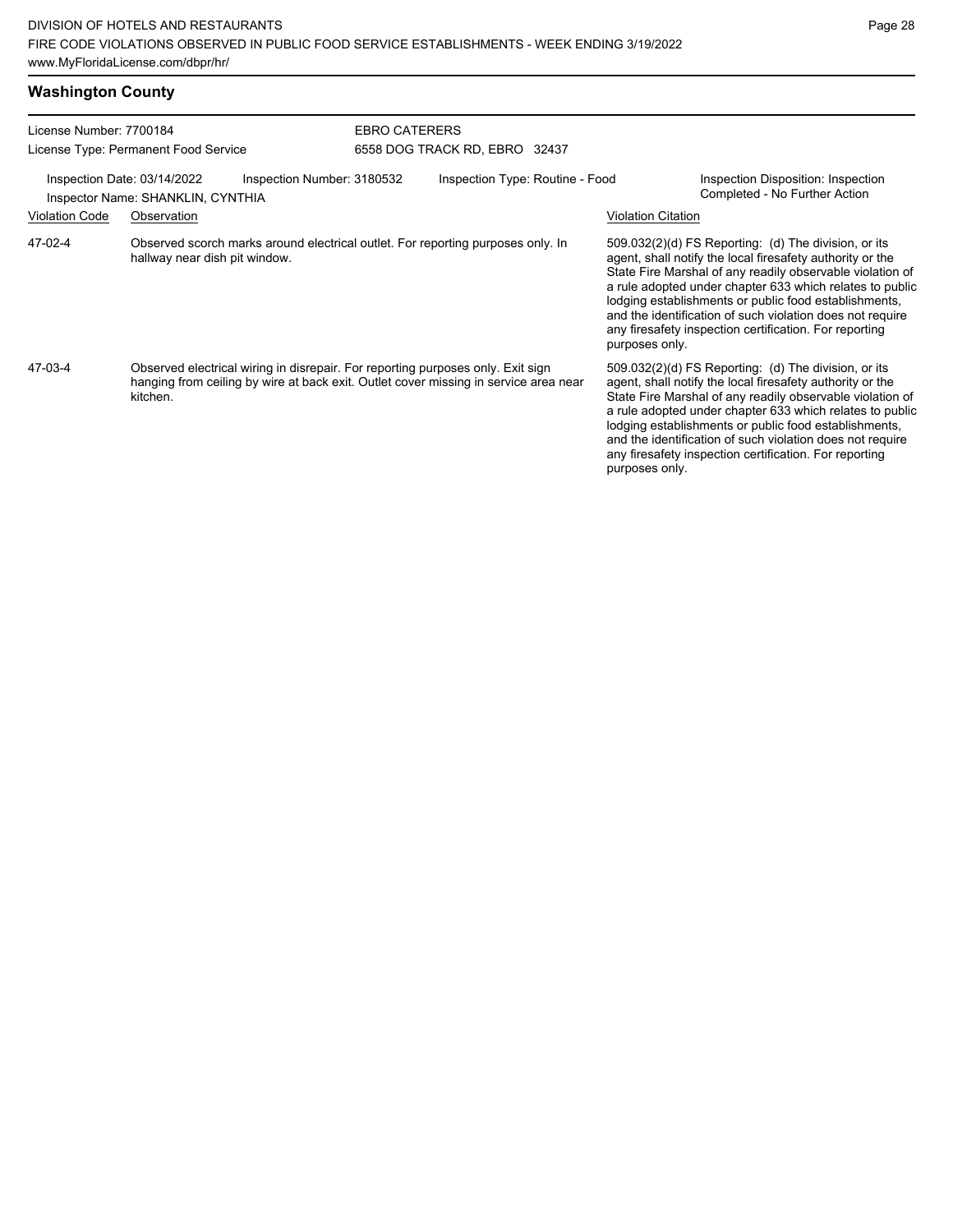## Washington County

License Number: 7700184
License Type: Permanent Food Service

EBRO CATERERS
6558 DOG TRACK RD, EBRO 32437

Inspection Date: 03/14/2022 | Inspection Number: 3180532 | Inspection Type: Routine - Food | Inspection Disposition: Inspection Completed - No Further Action

Inspector Name: SHANKLIN, CYNTHIA

| Violation Code | Observation | Violation Citation |
| --- | --- | --- |
| 47-02-4 | Observed scorch marks around electrical outlet. For reporting purposes only. In hallway near dish pit window. | 509.032(2)(d) FS Reporting: (d) The division, or its agent, shall notify the local firesafety authority or the State Fire Marshal of any readily observable violation of a rule adopted under chapter 633 which relates to public lodging establishments or public food establishments, and the identification of such violation does not require any firesafety inspection certification. For reporting purposes only. |
| 47-03-4 | Observed electrical wiring in disrepair. For reporting purposes only. Exit sign hanging from ceiling by wire at back exit. Outlet cover missing in service area near kitchen. | 509.032(2)(d) FS Reporting: (d) The division, or its agent, shall notify the local firesafety authority or the State Fire Marshal of any readily observable violation of a rule adopted under chapter 633 which relates to public lodging establishments or public food establishments, and the identification of such violation does not require any firesafety inspection certification. For reporting purposes only. |